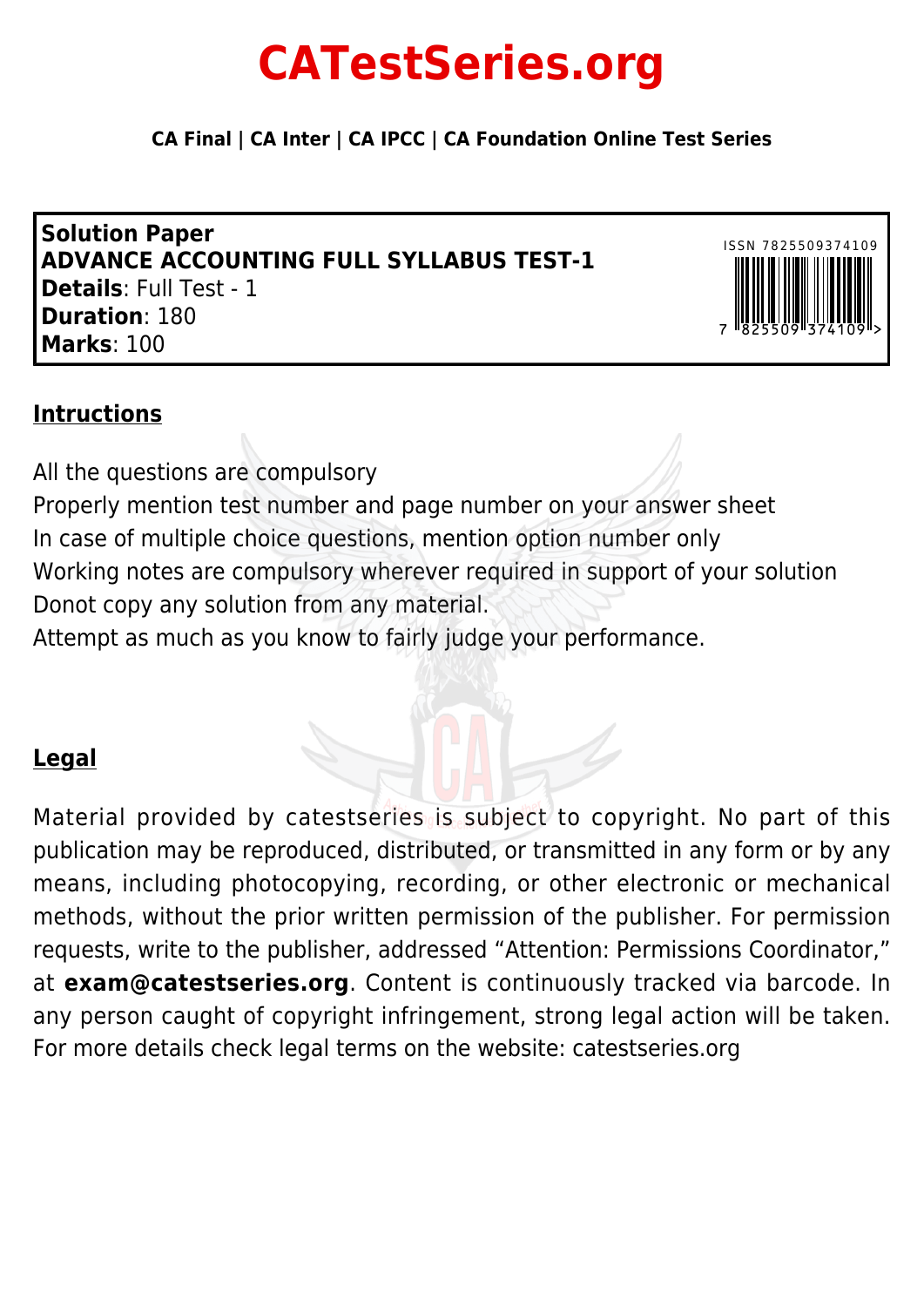# CATestSeries.org

**CA Final | CA Inter | CA IPCC | CA Foundation Online Test Series**

**Solution Paper**
**ADVANCE ACCOUNTING FULL SYLLABUS TEST-1**
**Details**: Full Test - 1
**Duration**: 180
**Marks**: 100

ISSN 7825509374109

## Intructions

All the questions are compulsory
Properly mention test number and page number on your answer sheet
In case of multiple choice questions, mention option number only
Working notes are compulsory wherever required in support of your solution
Donot copy any solution from any material.
Attempt as much as you know to fairly judge your performance.

## Legal

Material provided by catestseries is subject to copyright. No part of this publication may be reproduced, distributed, or transmitted in any form or by any means, including photocopying, recording, or other electronic or mechanical methods, without the prior written permission of the publisher. For permission requests, write to the publisher, addressed "Attention: Permissions Coordinator," at **exam@catestseries.org**. Content is continuously tracked via barcode. In any person caught of copyright infringement, strong legal action will be taken. For more details check legal terms on the website: catestseries.org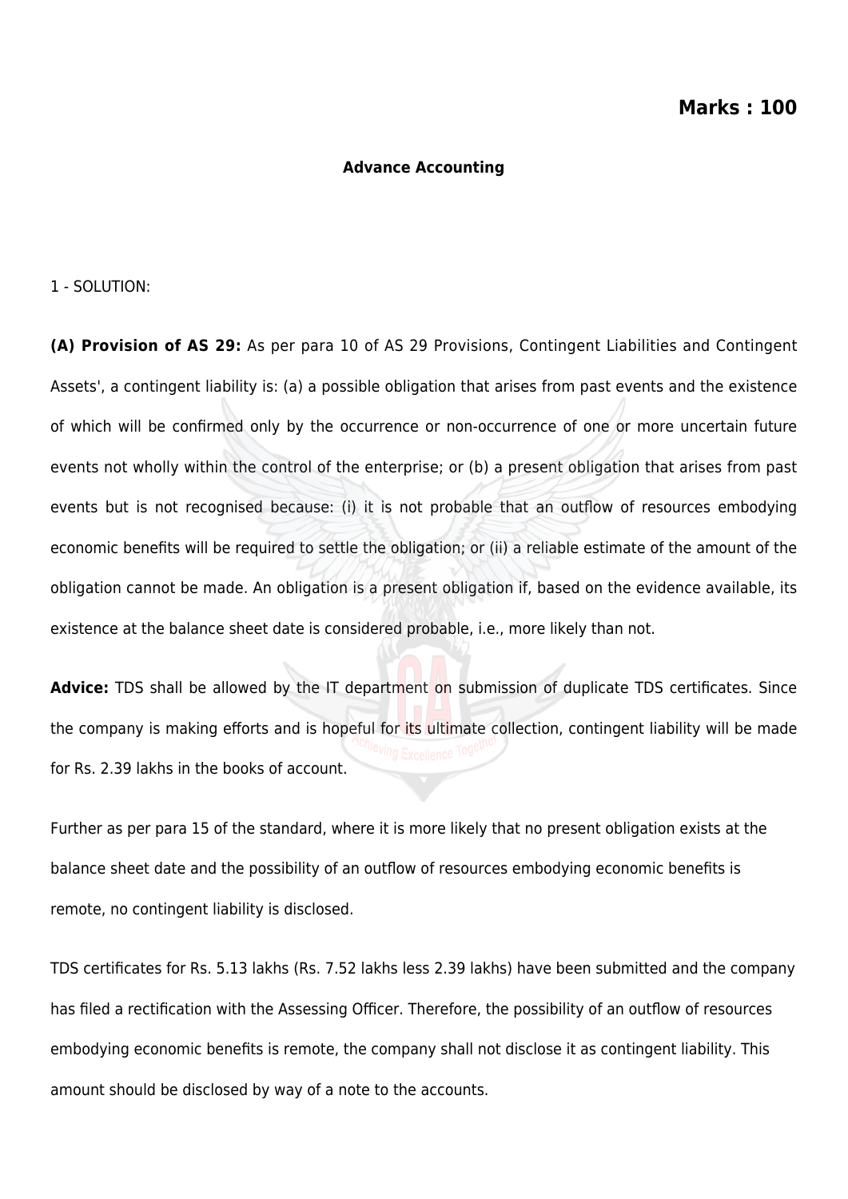**Marks : 100**

**Advance Accounting**

1 - SOLUTION:

**(A) Provision of AS 29:** As per para 10 of AS 29 Provisions, Contingent Liabilities and Contingent Assets', a contingent liability is: (a) a possible obligation that arises from past events and the existence of which will be confirmed only by the occurrence or non-occurrence of one or more uncertain future events not wholly within the control of the enterprise; or (b) a present obligation that arises from past events but is not recognised because: (i) it is not probable that an outflow of resources embodying economic benefits will be required to settle the obligation; or (ii) a reliable estimate of the amount of the obligation cannot be made. An obligation is a present obligation if, based on the evidence available, its existence at the balance sheet date is considered probable, i.e., more likely than not.

**Advice:** TDS shall be allowed by the IT department on submission of duplicate TDS certificates. Since the company is making efforts and is hopeful for its ultimate collection, contingent liability will be made for Rs. 2.39 lakhs in the books of account.

Further as per para 15 of the standard, where it is more likely that no present obligation exists at the balance sheet date and the possibility of an outflow of resources embodying economic benefits is remote, no contingent liability is disclosed.

TDS certificates for Rs. 5.13 lakhs (Rs. 7.52 lakhs less 2.39 lakhs) have been submitted and the company has filed a rectification with the Assessing Officer. Therefore, the possibility of an outflow of resources embodying economic benefits is remote, the company shall not disclose it as contingent liability. This amount should be disclosed by way of a note to the accounts.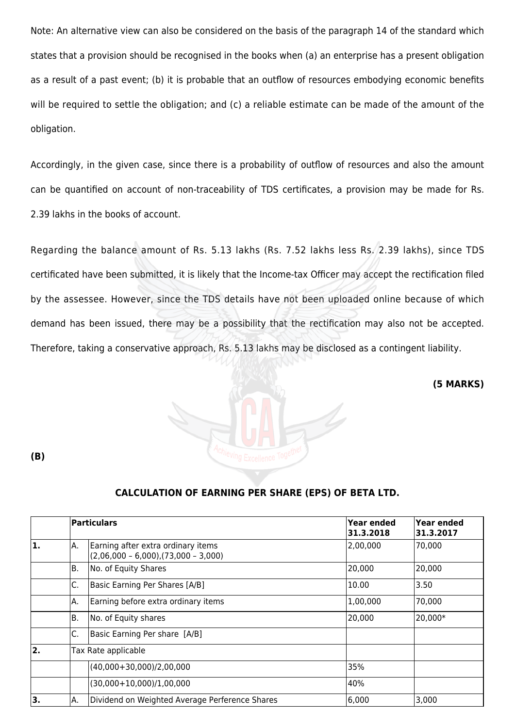Note: An alternative view can also be considered on the basis of the paragraph 14 of the standard which states that a provision should be recognised in the books when (a) an enterprise has a present obligation as a result of a past event; (b) it is probable that an outflow of resources embodying economic benefits will be required to settle the obligation; and (c) a reliable estimate can be made of the amount of the obligation.

Accordingly, in the given case, since there is a probability of outflow of resources and also the amount can be quantified on account of non-traceability of TDS certificates, a provision may be made for Rs. 2.39 lakhs in the books of account.

Regarding the balance amount of Rs. 5.13 lakhs (Rs. 7.52 lakhs less Rs. 2.39 lakhs), since TDS certificated have been submitted, it is likely that the Income-tax Officer may accept the rectification filed by the assessee. However, since the TDS details have not been uploaded online because of which demand has been issued, there may be a possibility that the rectification may also not be accepted. Therefore, taking a conservative approach, Rs. 5.13 lakhs may be disclosed as a contingent liability.

**(5 MARKS)**

**(B)**

**CALCULATION OF EARNING PER SHARE (EPS) OF BETA LTD.**

| | | Particulars | Year ended 31.3.2018 | Year ended 31.3.2017 |
|---|---|---|---|---|
| **1.** | A. | Earning after extra ordinary items (2,06,000 – 6,000),(73,000 – 3,000) | 2,00,000 | 70,000 |
| | B. | No. of Equity Shares | 20,000 | 20,000 |
| | C. | Basic Earning Per Shares [A/B] | 10.00 | 3.50 |
| | A. | Earning before extra ordinary items | 1,00,000 | 70,000 |
| | B. | No. of Equity shares | 20,000 | 20,000* |
| | C. | Basic Earning Per share [A/B] | | |
| **2.** | | Tax Rate applicable | | |
| | | (40,000+30,000)/2,00,000 | 35% | |
| | | (30,000+10,000)/1,00,000 | 40% | |
| **3.** | A. | Dividend on Weighted Average Perference Shares | 6,000 | 3,000 |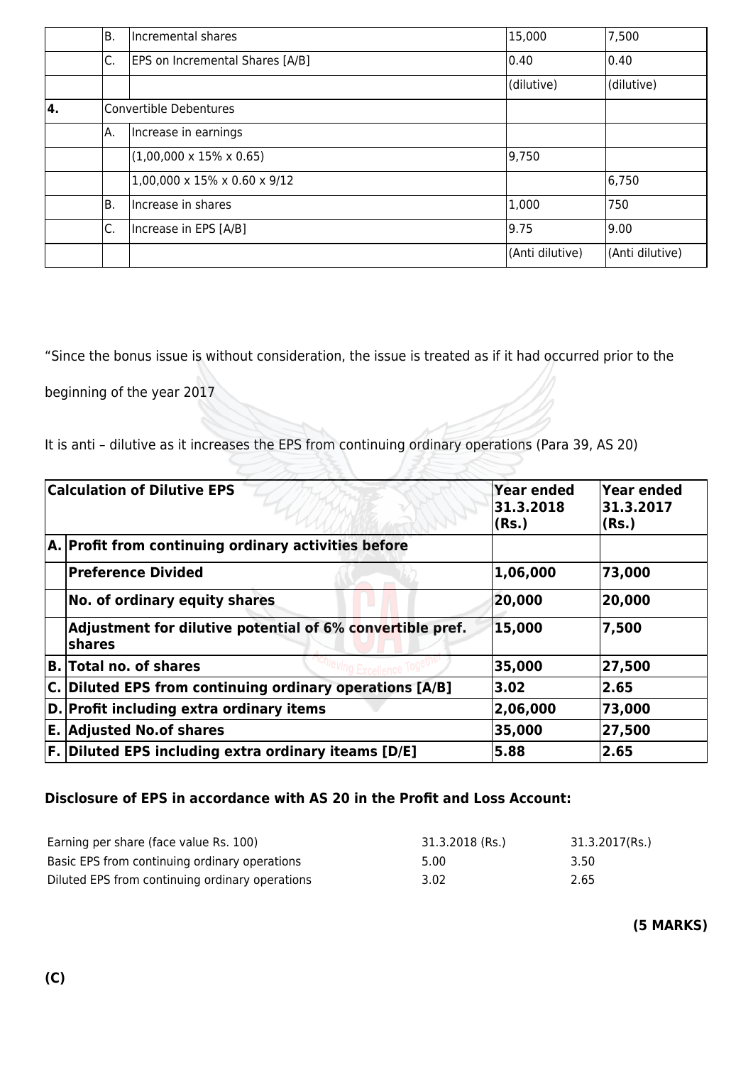| | | | | |
|---|---|---|---|---|
| | B. | Incremental shares | 15,000 | 7,500 |
| | C. | EPS on Incremental Shares [A/B] | 0.40 | 0.40 |
| | | | (dilutive) | (dilutive) |
| **4.** | Convertible Debentures | | | |
| | A. | Increase in earnings | | |
| | | (1,00,000 x 15% x 0.65) | 9,750 | |
| | | 1,00,000 x 15% x 0.60 x 9/12 | | 6,750 |
| | B. | Increase in shares | 1,000 | 750 |
| | C. | Increase in EPS [A/B] | 9.75 | 9.00 |
| | | | (Anti dilutive) | (Anti dilutive) |

"Since the bonus issue is without consideration, the issue is treated as if it had occurred prior to the beginning of the year 2017

It is anti – dilutive as it increases the EPS from continuing ordinary operations (Para 39, AS 20)

| | **Calculation of Dilutive EPS** | **Year ended 31.3.2018 (Rs.)** | **Year ended 31.3.2017 (Rs.)** |
|---|---|---|---|
| **A.** | **Profit from continuing ordinary activities before** | | |
| | **Preference Divided** | **1,06,000** | **73,000** |
| | **No. of ordinary equity shares** | **20,000** | **20,000** |
| | **Adjustment for dilutive potential of 6% convertible pref. shares** | **15,000** | **7,500** |
| **B.** | **Total no. of shares** | **35,000** | **27,500** |
| **C.** | **Diluted EPS from continuing ordinary operations [A/B]** | **3.02** | **2.65** |
| **D.** | **Profit including extra ordinary items** | **2,06,000** | **73,000** |
| **E.** | **Adjusted No.of shares** | **35,000** | **27,500** |
| **F.** | **Diluted EPS including extra ordinary iteams [D/E]** | **5.88** | **2.65** |

**Disclosure of EPS in accordance with AS 20 in the Profit and Loss Account:**

| Earning per share (face value Rs. 100) | 31.3.2018 (Rs.) | 31.3.2017(Rs.) |
|---|---|---|
| Basic EPS from continuing ordinary operations | 5.00 | 3.50 |
| Diluted EPS from continuing ordinary operations | 3.02 | 2.65 |

**(5 MARKS)**

**(C)**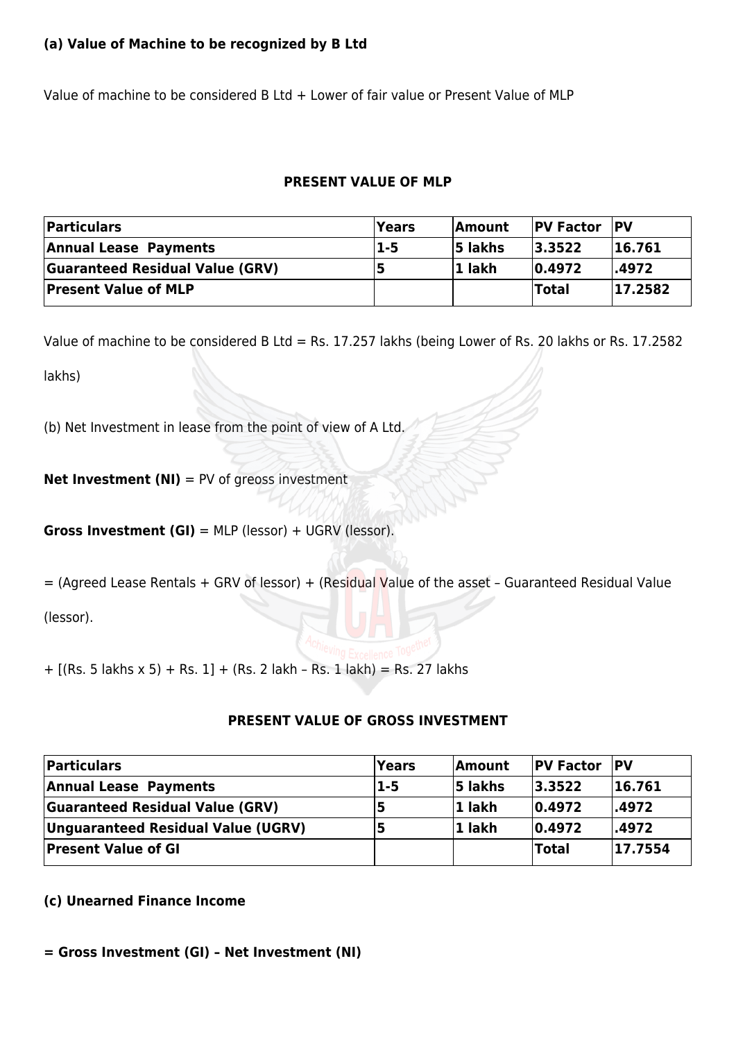**(a) Value of Machine to be recognized by B Ltd**

Value of machine to be considered B Ltd + Lower of fair value or Present Value of MLP

**PRESENT VALUE OF MLP**

| Particulars | Years | Amount | PV Factor | PV |
|---|---|---|---|---|
| **Annual Lease Payments** | **1-5** | **5 lakhs** | **3.3522** | **16.761** |
| **Guaranteed Residual Value (GRV)** | **5** | **1 lakh** | **0.4972** | **.4972** |
| **Present Value of MLP** | | | **Total** | **17.2582** |

Value of machine to be considered B Ltd = Rs. 17.257 lakhs (being Lower of Rs. 20 lakhs or Rs. 17.2582 lakhs)

(b) Net Investment in lease from the point of view of A Ltd.

**Net Investment (NI)** = PV of greoss investment

**Gross Investment (GI)** = MLP (lessor) + UGRV (lessor).

= (Agreed Lease Rentals + GRV of lessor) + (Residual Value of the asset – Guaranteed Residual Value (lessor).

+ [(Rs. 5 lakhs x 5) + Rs. 1] + (Rs. 2 lakh – Rs. 1 lakh) = Rs. 27 lakhs

**PRESENT VALUE OF GROSS INVESTMENT**

| Particulars | Years | Amount | PV Factor | PV |
|---|---|---|---|---|
| **Annual Lease Payments** | **1-5** | **5 lakhs** | **3.3522** | **16.761** |
| **Guaranteed Residual Value (GRV)** | **5** | **1 lakh** | **0.4972** | **.4972** |
| **Unguaranteed Residual Value (UGRV)** | **5** | **1 lakh** | **0.4972** | **.4972** |
| **Present Value of GI** | | | **Total** | **17.7554** |

**(c) Unearned Finance Income**

**= Gross Investment (GI) – Net Investment (NI)**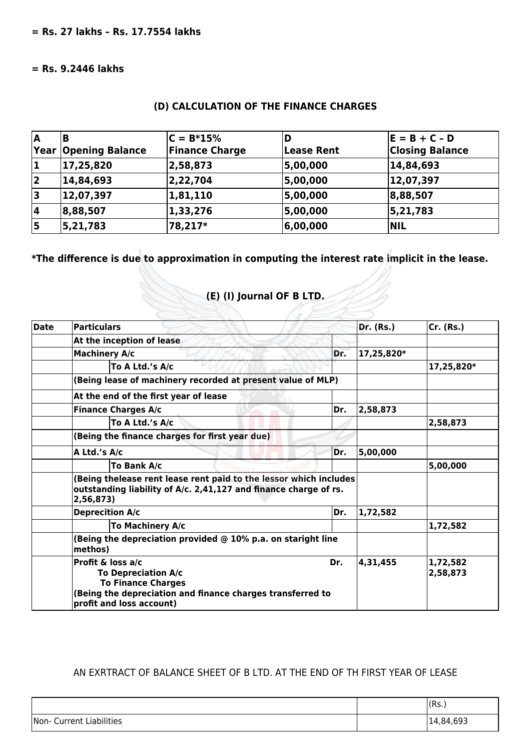**= Rs. 27 lakhs – Rs. 17.7554 lakhs**

**= Rs. 9.2446 lakhs**

### (D) CALCULATION OF THE FINANCE CHARGES

| A Year | B Opening Balance | C = B*15% Finance Charge | D Lease Rent | E = B + C – D Closing Balance |
|---|---|---|---|---|
| 1 | 17,25,820 | 2,58,873 | 5,00,000 | 14,84,693 |
| 2 | 14,84,693 | 2,22,704 | 5,00,000 | 12,07,397 |
| 3 | 12,07,397 | 1,81,110 | 5,00,000 | 8,88,507 |
| 4 | 8,88,507 | 1,33,276 | 5,00,000 | 5,21,783 |
| 5 | 5,21,783 | 78,217* | 6,00,000 | NIL |

**\*The difference is due to approximation in computing the interest rate implicit in the lease.**

### (E) (I) Journal OF B LTD.

| Date | Particulars | | Dr. (Rs.) | Cr. (Rs.) |
|---|---|---|---|---|
| | At the inception of lease | | | |
| | Machinery A/c | Dr. | 17,25,820* | |
| | To A Ltd.'s A/c | | | 17,25,820* |
| | (Being lease of machinery recorded at present value of MLP) | | | |
| | At the end of the first year of lease | | | |
| | Finance Charges A/c | Dr. | 2,58,873 | |
| | To A Ltd.'s A/c | | | 2,58,873 |
| | (Being the finance charges for first year due) | | | |
| | A Ltd.'s A/c | Dr. | 5,00,000 | |
| | To Bank A/c | | | 5,00,000 |
| | (Being thelease rent lease rent paid to the lessor which includes outstanding liability of A/c. 2,41,127 and finance charge of rs. 2,56,873) | | | |
| | Deprecition A/c | Dr. | 1,72,582 | |
| | To Machinery A/c | | | 1,72,582 |
| | (Being the depreciation provided @ 10% p.a. on staright line methos) | | | |
| | Profit & loss a/c Dr. To Depreciation A/c To Finance Charges (Being the depreciation and finance charges transferred to profit and loss account) | | 4,31,455 | 1,72,582 2,58,873 |

AN EXRTRACT OF BALANCE SHEET OF B LTD. AT THE END OF TH FIRST YEAR OF LEASE

| | | (Rs.) |
|---|---|---|
| Non- Current Liabilities | | 14,84,693 |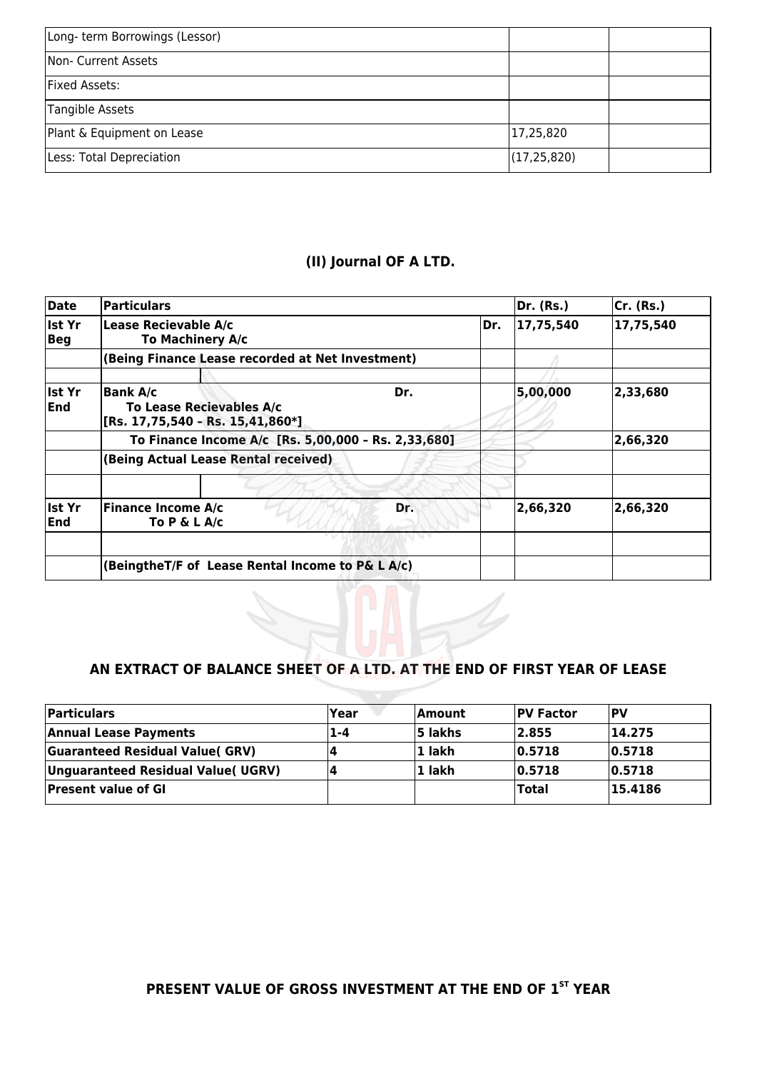| Long- term Borrowings (Lessor) | | |
|---|---|---|
| Non- Current Assets | | |
| Fixed Assets: | | |
| Tangible Assets | | |
| Plant & Equipment on Lease | 17,25,820 | |
| Less: Total Depreciation | (17,25,820) | |

## (II) Journal OF A LTD.

| Date | Particulars | | Dr. (Rs.) | Cr. (Rs.) |
|---|---|---|---|---|
| **Ist Yr Beg** | **Lease Recievable A/c** <br> **To Machinery A/c** | **Dr.** | **17,75,540** | **17,75,540** |
| | **(Being Finance Lease recorded at Net Investment)** | | | |
| | | | | |
| **Ist Yr End** | **Bank A/c Dr.** <br> **To Lease Recievables A/c** <br> **[Rs. 17,75,540 – Rs. 15,41,860*]** | | **5,00,000** | **2,33,680** |
| | **To Finance Income A/c [Rs. 5,00,000 – Rs. 2,33,680]** | | | **2,66,320** |
| | **(Being Actual Lease Rental received)** | | | |
| | | | | |
| **Ist Yr End** | **Finance Income A/c Dr.** <br> **To P & L A/c** | | **2,66,320** | **2,66,320** |
| | | | | |
| | **(BeingtheT/F of Lease Rental Income to P& L A/c)** | | | |

## AN EXTRACT OF BALANCE SHEET OF A LTD. AT THE END OF FIRST YEAR OF LEASE

| Particulars | Year | Amount | PV Factor | PV |
|---|---|---|---|---|
| **Annual Lease Payments** | **1-4** | **5 lakhs** | **2.855** | **14.275** |
| **Guaranteed Residual Value( GRV)** | **4** | **1 lakh** | **0.5718** | **0.5718** |
| **Unguaranteed Residual Value( UGRV)** | **4** | **1 lakh** | **0.5718** | **0.5718** |
| **Present value of GI** | | | **Total** | **15.4186** |

## PRESENT VALUE OF GROSS INVESTMENT AT THE END OF 1ST YEAR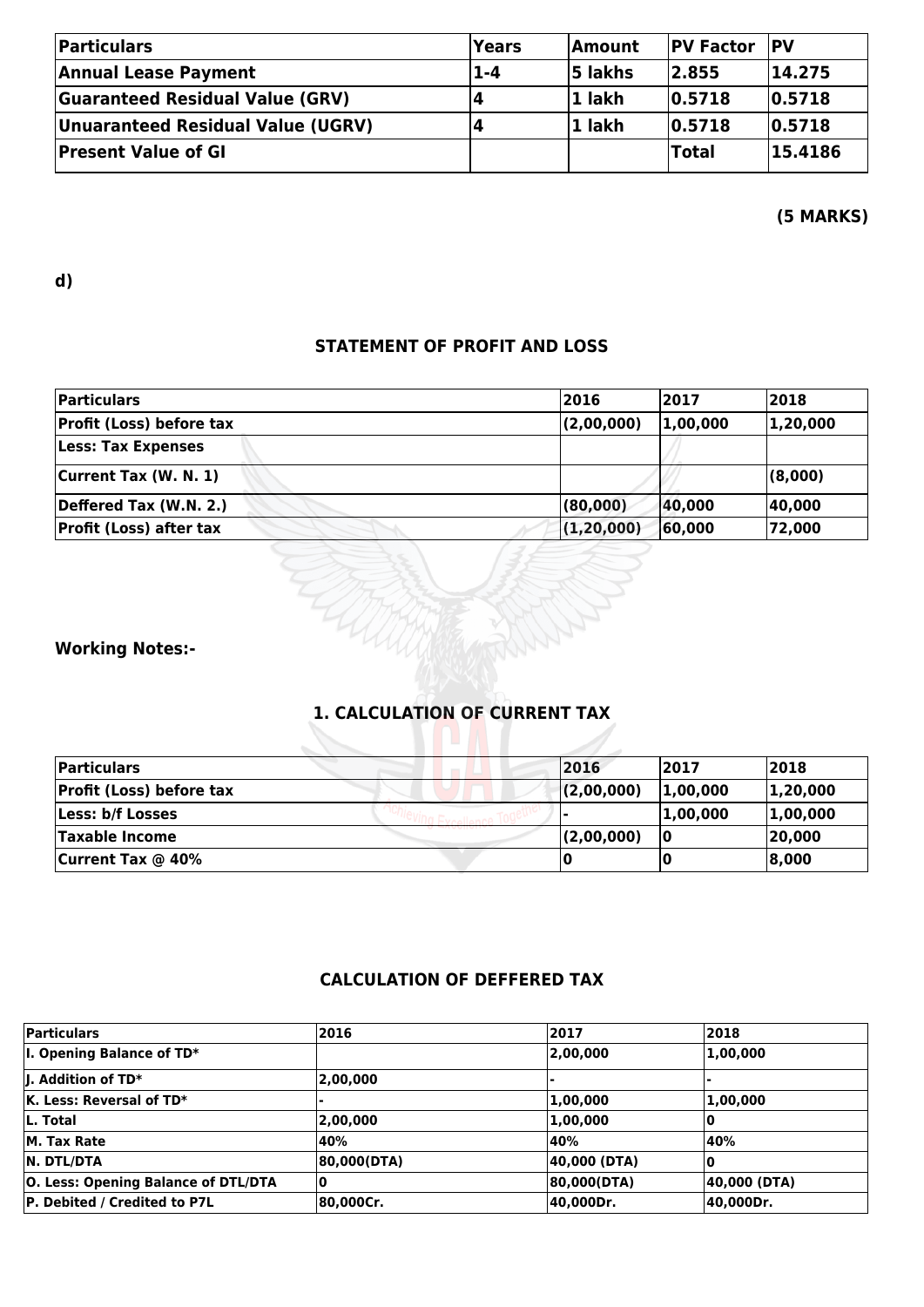| Particulars | Years | Amount | PV Factor | PV |
|---|---|---|---|---|
| Annual Lease Payment | 1-4 | 5 lakhs | 2.855 | 14.275 |
| Guaranteed Residual Value (GRV) | 4 | 1 lakh | 0.5718 | 0.5718 |
| Unuaranteed Residual Value (UGRV) | 4 | 1 lakh | 0.5718 | 0.5718 |
| Present Value of GI | | | Total | 15.4186 |

**(5 MARKS)**

**d)**

### STATEMENT OF PROFIT AND LOSS

| Particulars | 2016 | 2017 | 2018 |
|---|---|---|---|
| Profit (Loss) before tax | (2,00,000) | 1,00,000 | 1,20,000 |
| Less: Tax Expenses | | | |
| Current Tax (W. N. 1) | | | (8,000) |
| Deffered Tax (W.N. 2.) | (80,000) | 40,000 | 40,000 |
| Profit (Loss) after tax | (1,20,000) | 60,000 | 72,000 |

**Working Notes:-**

### 1. CALCULATION OF CURRENT TAX

| Particulars | 2016 | 2017 | 2018 |
|---|---|---|---|
| Profit (Loss) before tax | (2,00,000) | 1,00,000 | 1,20,000 |
| Less: b/f Losses | - | 1,00,000 | 1,00,000 |
| Taxable Income | (2,00,000) | 0 | 20,000 |
| Current Tax @ 40% | 0 | 0 | 8,000 |

### CALCULATION OF DEFFERED TAX

| Particulars | 2016 | 2017 | 2018 |
|---|---|---|---|
| I. Opening Balance of TD* | | 2,00,000 | 1,00,000 |
| J. Addition of TD* | 2,00,000 | - | - |
| K. Less: Reversal of TD* | - | 1,00,000 | 1,00,000 |
| L. Total | 2,00,000 | 1,00,000 | 0 |
| M. Tax Rate | 40% | 40% | 40% |
| N. DTL/DTA | 80,000(DTA) | 40,000 (DTA) | 0 |
| O. Less: Opening Balance of DTL/DTA | 0 | 80,000(DTA) | 40,000 (DTA) |
| P. Debited / Credited to P7L | 80,000Cr. | 40,000Dr. | 40,000Dr. |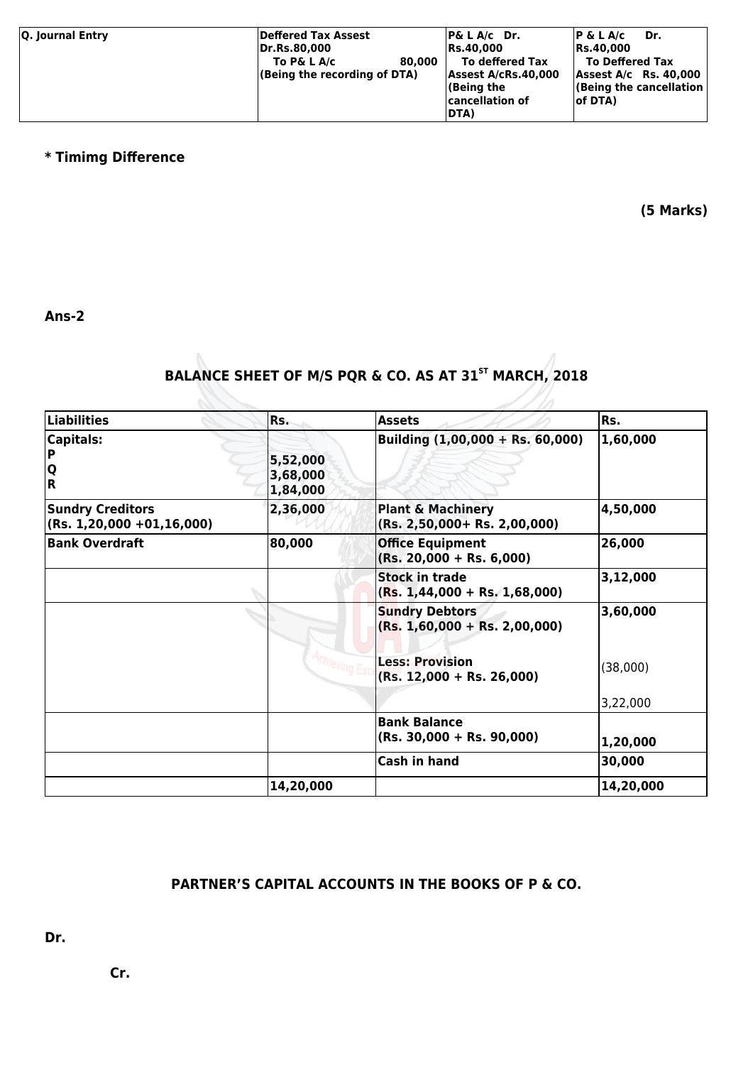| Q. Journal Entry | Deffered Tax Assest Dr.Rs.80,000 To P& L A/c 80,000 (Being the recording of DTA) | P& L A/c Dr. Rs.40,000 To deffered Tax Assest A/cRs.40,000 (Being the cancellation of DTA) | P & L A/c Dr. Rs.40,000 To Deffered Tax Assest A/c Rs. 40,000 (Being the cancellation of DTA) |
|---|---|---|---|

**\* Timimg Difference**

**(5 Marks)**

**Ans-2**

## BALANCE SHEET OF M/S PQR & CO. AS AT 31[ST] MARCH, 2018

| Liabilities | Rs. | Assets | Rs. |
|---|---|---|---|
| **Capitals:** P Q R | 5,52,000 3,68,000 1,84,000 | **Building (1,00,000 + Rs. 60,000)** | 1,60,000 |
| **Sundry Creditors (Rs. 1,20,000 +01,16,000)** | 2,36,000 | **Plant & Machinery (Rs. 2,50,000+ Rs. 2,00,000)** | 4,50,000 |
| **Bank Overdraft** | 80,000 | **Office Equipment (Rs. 20,000 + Rs. 6,000)** | 26,000 |
| | | **Stock in trade (Rs. 1,44,000 + Rs. 1,68,000)** | 3,12,000 |
| | | **Sundry Debtors (Rs. 1,60,000 + Rs. 2,00,000)** **Less: Provision (Rs. 12,000 + Rs. 26,000)** | 3,60,000 (38,000) 3,22,000 |
| | | **Bank Balance (Rs. 30,000 + Rs. 90,000)** | 1,20,000 |
| | | **Cash in hand** | 30,000 |
| | 14,20,000 | | 14,20,000 |

**PARTNER'S CAPITAL ACCOUNTS IN THE BOOKS OF P & CO.**

**Dr.**

**Cr.**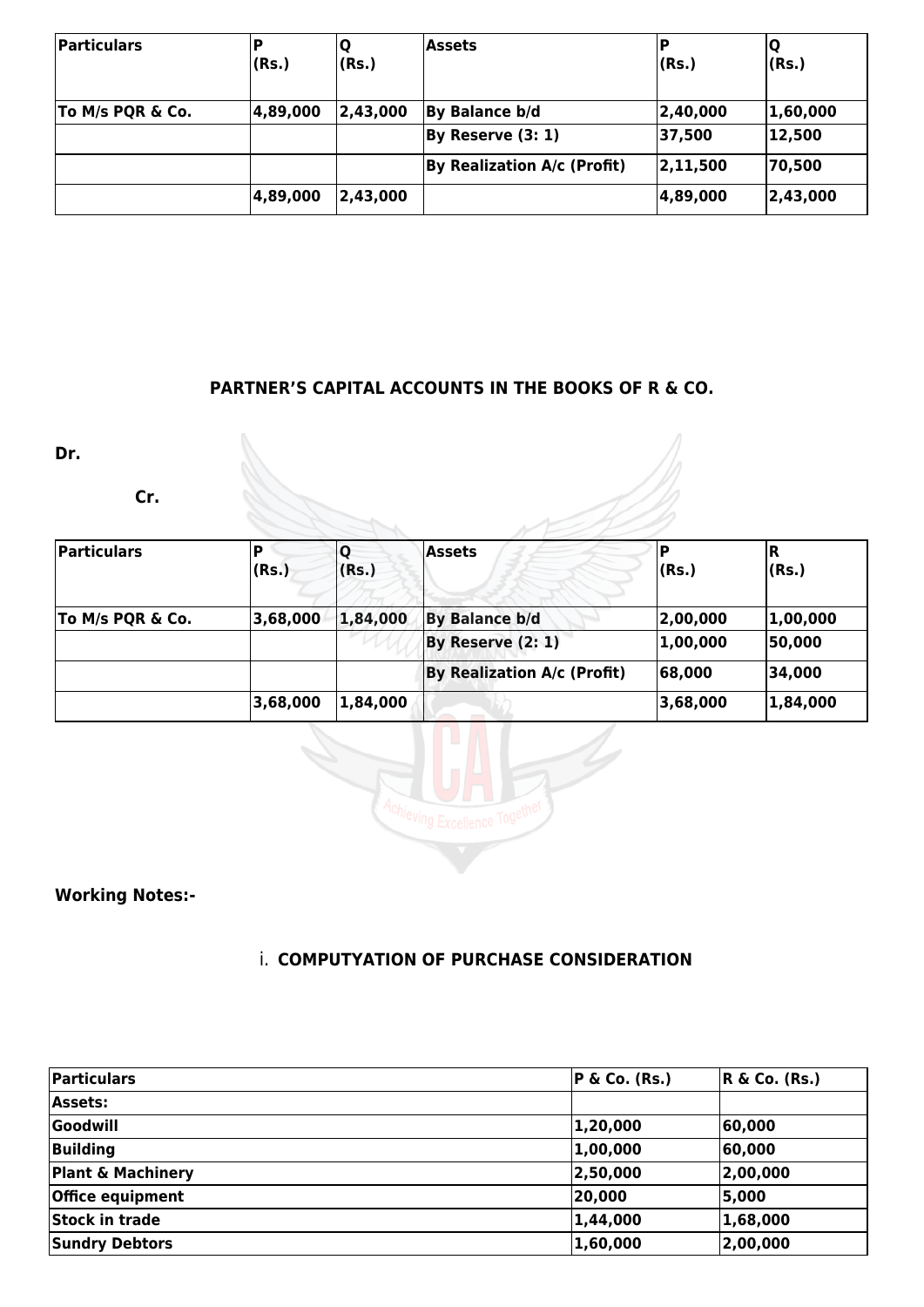| Particulars | P (Rs.) | Q (Rs.) | Assets | P (Rs.) | Q (Rs.) |
|---|---|---|---|---|---|
| To M/s PQR & Co. | 4,89,000 | 2,43,000 | By Balance b/d | 2,40,000 | 1,60,000 |
| | | | By Reserve (3: 1) | 37,500 | 12,500 |
| | | | By Realization A/c (Profit) | 2,11,500 | 70,500 |
| | 4,89,000 | 2,43,000 | | 4,89,000 | 2,43,000 |

**PARTNER'S CAPITAL ACCOUNTS IN THE BOOKS OF R & CO.**

**Dr.**

**Cr.**

| Particulars | P (Rs.) | Q (Rs.) | Assets | P (Rs.) | R (Rs.) |
|---|---|---|---|---|---|
| To M/s PQR & Co. | 3,68,000 | 1,84,000 | By Balance b/d | 2,00,000 | 1,00,000 |
| | | | By Reserve (2: 1) | 1,00,000 | 50,000 |
| | | | By Realization A/c (Profit) | 68,000 | 34,000 |
| | 3,68,000 | 1,84,000 | | 3,68,000 | 1,84,000 |

**Working Notes:-**

i. **COMPUTYATION OF PURCHASE CONSIDERATION**

| Particulars | P & Co. (Rs.) | R & Co. (Rs.) |
|---|---|---|
| **Assets:** | | |
| Goodwill | 1,20,000 | 60,000 |
| Building | 1,00,000 | 60,000 |
| Plant & Machinery | 2,50,000 | 2,00,000 |
| Office equipment | 20,000 | 5,000 |
| Stock in trade | 1,44,000 | 1,68,000 |
| Sundry Debtors | 1,60,000 | 2,00,000 |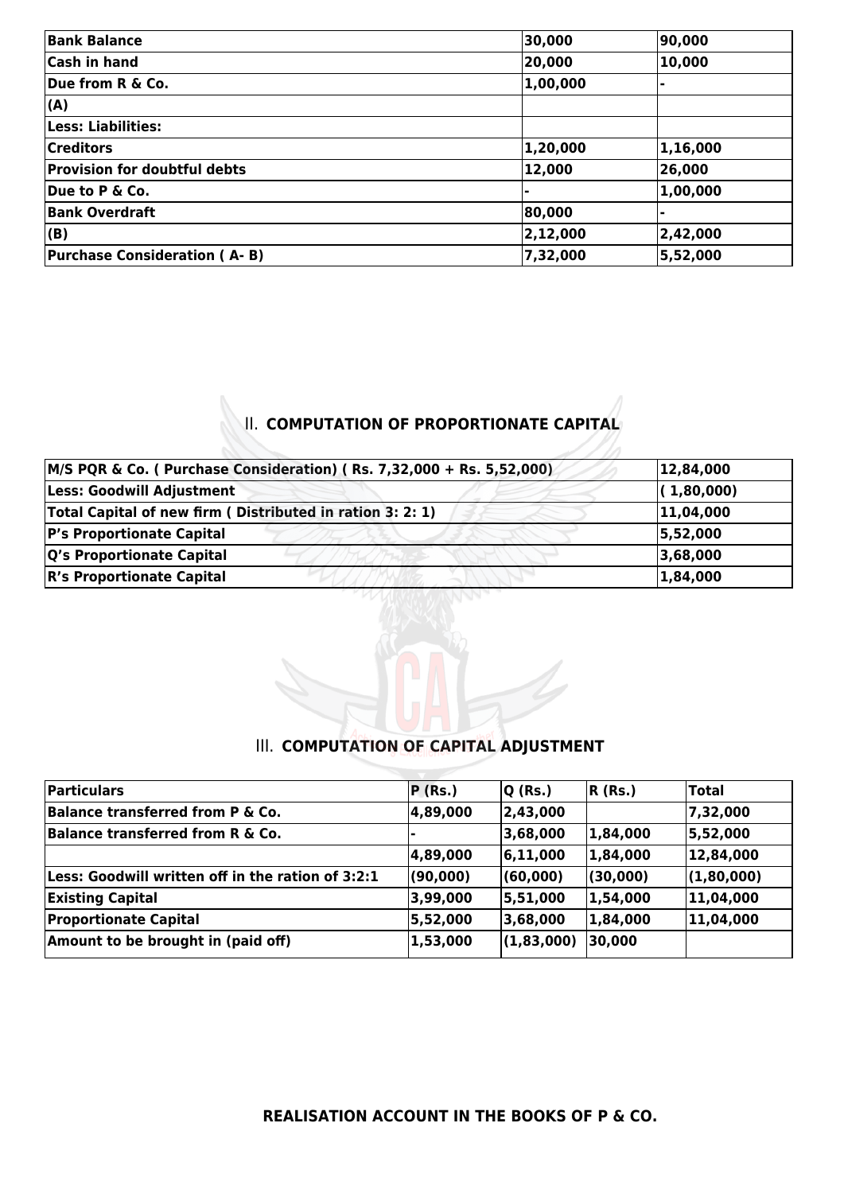| | | |
|---|---|---|
| **Bank Balance** | **30,000** | **90,000** |
| **Cash in hand** | **20,000** | **10,000** |
| **Due from R & Co.** | **1,00,000** | **-** |
| **(A)** | | |
| **Less: Liabilities:** | | |
| **Creditors** | **1,20,000** | **1,16,000** |
| **Provision for doubtful debts** | **12,000** | **26,000** |
| **Due to P & Co.** | **-** | **1,00,000** |
| **Bank Overdraft** | **80,000** | **-** |
| **(B)** | **2,12,000** | **2,42,000** |
| **Purchase Consideration ( A- B)** | **7,32,000** | **5,52,000** |

## II. COMPUTATION OF PROPORTIONATE CAPITAL

| | |
|---|---|
| **M/S PQR & Co. ( Purchase Consideration) ( Rs. 7,32,000 + Rs. 5,52,000)** | **12,84,000** |
| **Less: Goodwill Adjustment** | **( 1,80,000)** |
| **Total Capital of new firm ( Distributed in ration 3: 2: 1)** | **11,04,000** |
| **P's Proportionate Capital** | **5,52,000** |
| **Q's Proportionate Capital** | **3,68,000** |
| **R's Proportionate Capital** | **1,84,000** |

## III. COMPUTATION OF CAPITAL ADJUSTMENT

| **Particulars** | **P (Rs.)** | **Q (Rs.)** | **R (Rs.)** | **Total** |
|---|---|---|---|---|
| **Balance transferred from P & Co.** | **4,89,000** | **2,43,000** | | **7,32,000** |
| **Balance transferred from R & Co.** | **-** | **3,68,000** | **1,84,000** | **5,52,000** |
| | **4,89,000** | **6,11,000** | **1,84,000** | **12,84,000** |
| **Less: Goodwill written off in the ration of 3:2:1** | **(90,000)** | **(60,000)** | **(30,000)** | **(1,80,000)** |
| **Existing Capital** | **3,99,000** | **5,51,000** | **1,54,000** | **11,04,000** |
| **Proportionate Capital** | **5,52,000** | **3,68,000** | **1,84,000** | **11,04,000** |
| **Amount to be brought in (paid off)** | **1,53,000** | **(1,83,000)** | **30,000** | |

**REALISATION ACCOUNT IN THE BOOKS OF P & CO.**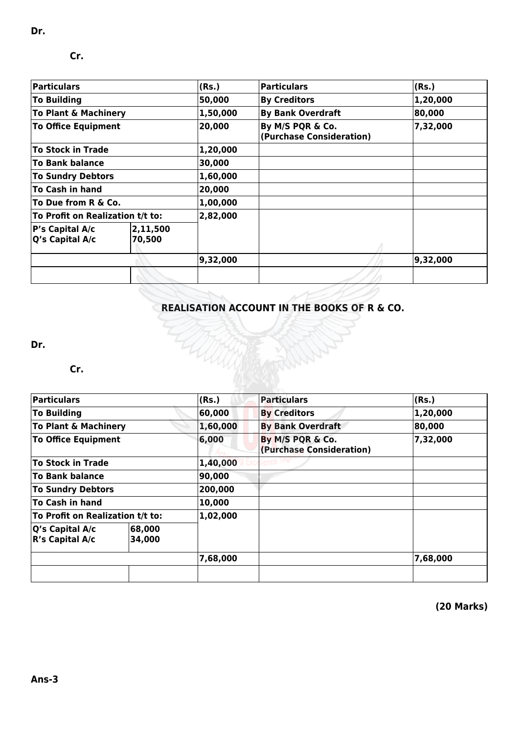**Dr.**

**Cr.**

| **Particulars** | | **(Rs.)** | **Particulars** | **(Rs.)** |
|---|---|---|---|---|
| **To Building** | | **50,000** | **By Creditors** | **1,20,000** |
| **To Plant & Machinery** | | **1,50,000** | **By Bank Overdraft** | **80,000** |
| **To Office Equipment** | | **20,000** | **By M/S PQR & Co. (Purchase Consideration)** | **7,32,000** |
| **To Stock in Trade** | | **1,20,000** | | |
| **To Bank balance** | | **30,000** | | |
| **To Sundry Debtors** | | **1,60,000** | | |
| **To Cash in hand** | | **20,000** | | |
| **To Due from R & Co.** | | **1,00,000** | | |
| **To Profit on Realization t/t to:** | | **2,82,000** | | |
| **P's Capital A/c** <br> **Q's Capital A/c** | **2,11,500** <br> **70,500** | | | |
| | | **9,32,000** | | **9,32,000** |
| | | | | |

## REALISATION ACCOUNT IN THE BOOKS OF R & CO.

**Dr.**

**Cr.**

| **Particulars** | | **(Rs.)** | **Particulars** | **(Rs.)** |
|---|---|---|---|---|
| **To Building** | | **60,000** | **By Creditors** | **1,20,000** |
| **To Plant & Machinery** | | **1,60,000** | **By Bank Overdraft** | **80,000** |
| **To Office Equipment** | | **6,000** | **By M/S PQR & Co. (Purchase Consideration)** | **7,32,000** |
| **To Stock in Trade** | | **1,40,000** | | |
| **To Bank balance** | | **90,000** | | |
| **To Sundry Debtors** | | **200,000** | | |
| **To Cash in hand** | | **10,000** | | |
| **To Profit on Realization t/t to:** | | **1,02,000** | | |
| **Q's Capital A/c** <br> **R's Capital A/c** | **68,000** <br> **34,000** | | | |
| | | **7,68,000** | | **7,68,000** |
| | | | | |

**(20 Marks)**

**Ans-3**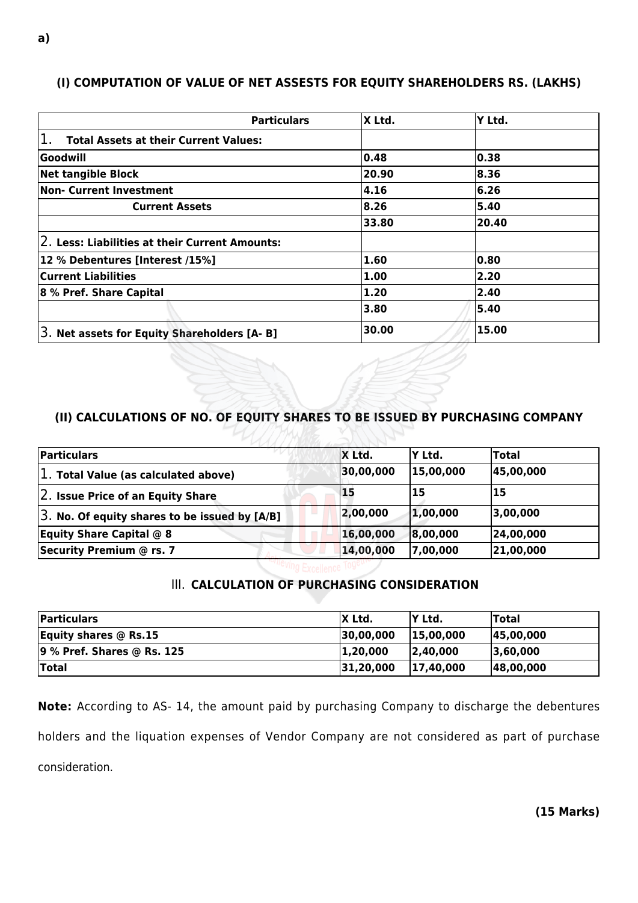a)

### (I) COMPUTATION OF VALUE OF NET ASSESTS FOR EQUITY SHAREHOLDERS RS. (LAKHS)

| Particulars | X Ltd. | Y Ltd. |
|---|---|---|
| 1. **Total Assets at their Current Values:** | | |
| **Goodwill** | **0.48** | **0.38** |
| **Net tangible Block** | **20.90** | **8.36** |
| **Non- Current Investment** | **4.16** | **6.26** |
| **Current Assets** | **8.26** | **5.40** |
| | **33.80** | **20.40** |
| 2. **Less: Liabilities at their Current Amounts:** | | |
| **12 % Debentures [Interest /15%]** | **1.60** | **0.80** |
| **Current Liabilities** | **1.00** | **2.20** |
| **8 % Pref. Share Capital** | **1.20** | **2.40** |
| | **3.80** | **5.40** |
| 3. **Net assets for Equity Shareholders [A- B]** | **30.00** | **15.00** |

### (II) CALCULATIONS OF NO. OF EQUITY SHARES TO BE ISSUED BY PURCHASING COMPANY

| Particulars | X Ltd. | Y Ltd. | Total |
|---|---|---|---|
| 1. **Total Value (as calculated above)** | **30,00,000** | **15,00,000** | **45,00,000** |
| 2. **Issue Price of an Equity Share** | **15** | **15** | **15** |
| 3. **No. Of equity shares to be issued by [A/B]** | **2,00,000** | **1,00,000** | **3,00,000** |
| **Equity Share Capital @ 8** | **16,00,000** | **8,00,000** | **24,00,000** |
| **Security Premium @ rs. 7** | **14,00,000** | **7,00,000** | **21,00,000** |

### III. CALCULATION OF PURCHASING CONSIDERATION

| Particulars | X Ltd. | Y Ltd. | Total |
|---|---|---|---|
| **Equity shares @ Rs.15** | **30,00,000** | **15,00,000** | **45,00,000** |
| **9 % Pref. Shares @ Rs. 125** | **1,20,000** | **2,40,000** | **3,60,000** |
| **Total** | **31,20,000** | **17,40,000** | **48,00,000** |

**Note:** According to AS- 14, the amount paid by purchasing Company to discharge the debentures holders and the liquation expenses of Vendor Company are not considered as part of purchase consideration.

**(15 Marks)**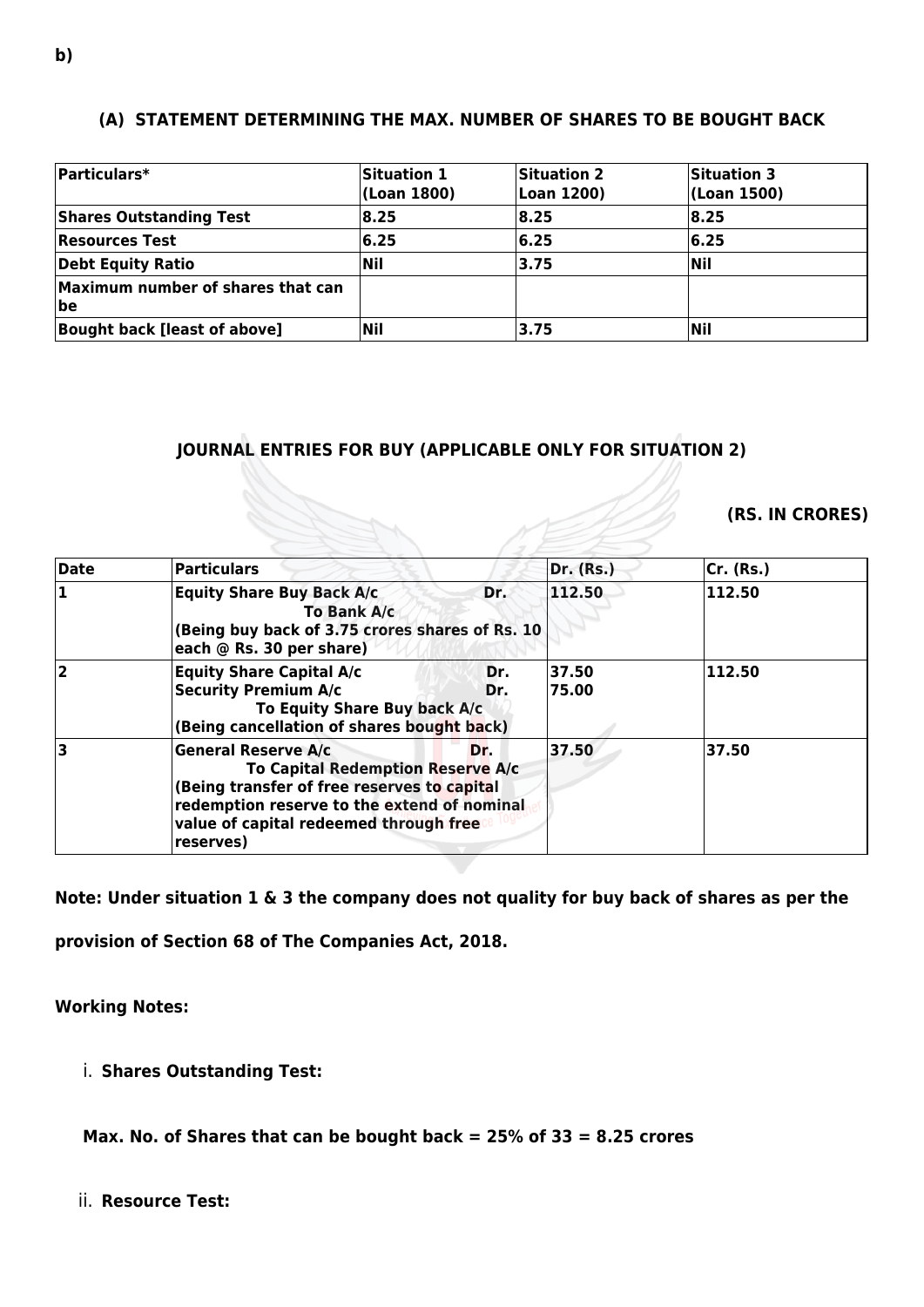**b)**

### (A) STATEMENT DETERMINING THE MAX. NUMBER OF SHARES TO BE BOUGHT BACK

| Particulars* | Situation 1 (Loan 1800) | Situation 2 Loan 1200) | Situation 3 (Loan 1500) |
|---|---|---|---|
| **Shares Outstanding Test** | **8.25** | **8.25** | **8.25** |
| **Resources Test** | **6.25** | **6.25** | **6.25** |
| **Debt Equity Ratio** | **Nil** | **3.75** | **Nil** |
| **Maximum number of shares that can be** | | | |
| **Bought back [least of above]** | **Nil** | **3.75** | **Nil** |

### JOURNAL ENTRIES FOR BUY (APPLICABLE ONLY FOR SITUATION 2)

**(RS. IN CRORES)**

| Date | Particulars | Dr. (Rs.) | Cr. (Rs.) |
|---|---|---|---|
| **1** | **Equity Share Buy Back A/c Dr.** <br> **To Bank A/c** <br> **(Being buy back of 3.75 crores shares of Rs. 10 each @ Rs. 30 per share)** | **112.50** | **112.50** |
| **2** | **Equity Share Capital A/c Dr.** <br> **Security Premium A/c Dr.** <br> **To Equity Share Buy back A/c** <br> **(Being cancellation of shares bought back)** | **37.50** <br> **75.00** | **112.50** |
| **3** | **General Reserve A/c Dr.** <br> **To Capital Redemption Reserve A/c** <br> **(Being transfer of free reserves to capital redemption reserve to the extend of nominal value of capital redeemed through free reserves)** | **37.50** | **37.50** |

**Note: Under situation 1 & 3 the company does not quality for buy back of shares as per the provision of Section 68 of The Companies Act, 2018.**

**Working Notes:**

i. **Shares Outstanding Test:**

**Max. No. of Shares that can be bought back = 25% of 33 = 8.25 crores**

ii. **Resource Test:**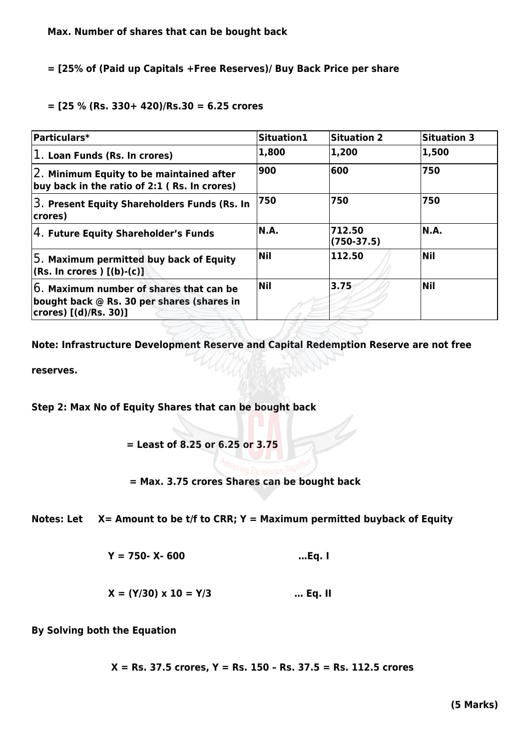**Max. Number of shares that can be bought back**

**= [25% of (Paid up Capitals +Free Reserves)/ Buy Back Price per share**

**= [25 % (Rs. 330+ 420)/Rs.30 = 6.25 crores**

| Particulars* | Situation1 | Situation 2 | Situation 3 |
|---|---|---|---|
| 1. **Loan Funds (Rs. In crores)** | **1,800** | **1,200** | **1,500** |
| 2. **Minimum Equity to be maintained after buy back in the ratio of 2:1 ( Rs. In crores)** | **900** | **600** | **750** |
| 3. **Present Equity Shareholders Funds (Rs. In crores)** | **750** | **750** | **750** |
| 4. **Future Equity Shareholder's Funds** | **N.A.** | **712.50 (750-37.5)** | **N.A.** |
| 5. **Maximum permitted buy back of Equity (Rs. In crores ) [(b)-(c)]** | **Nil** | **112.50** | **Nil** |
| 6. **Maximum number of shares that can be bought back @ Rs. 30 per shares (shares in crores) [(d)/Rs. 30)]** | **Nil** | **3.75** | **Nil** |

**Note: Infrastructure Development Reserve and Capital Redemption Reserve are not free reserves.**

**Step 2: Max No of Equity Shares that can be bought back**

**= Least of 8.25 or 6.25 or 3.75**

**= Max. 3.75 crores Shares can be bought back**

**Notes: Let X= Amount to be t/f to CRR; Y = Maximum permitted buyback of Equity**

**Y = 750- X- 600 …Eq. I**

**X = (Y/30) x 10 = Y/3 … Eq. II**

**By Solving both the Equation**

**X = Rs. 37.5 crores, Y = Rs. 150 – Rs. 37.5 = Rs. 112.5 crores**

**(5 Marks)**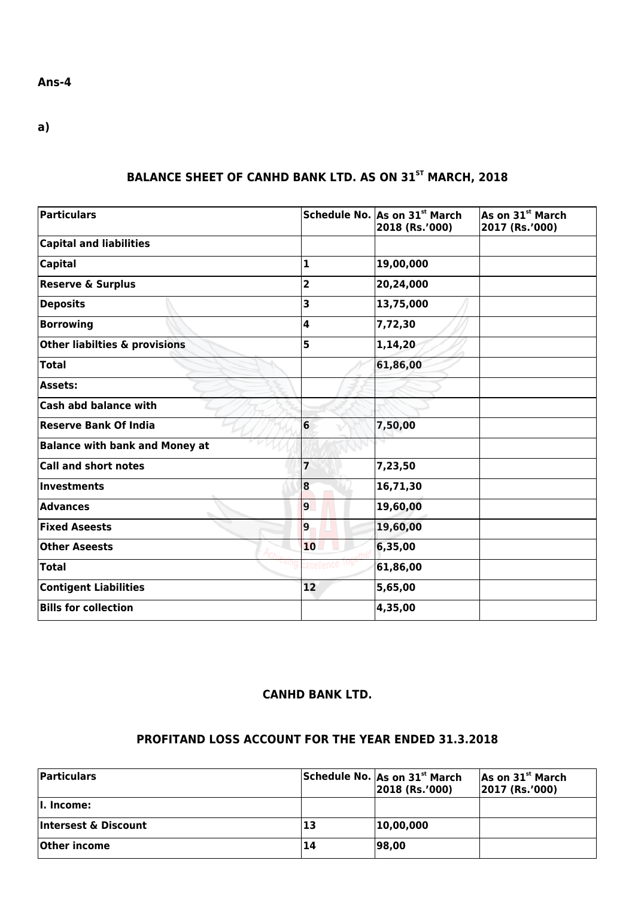**Ans-4**

**a)**

## BALANCE SHEET OF CANHD BANK LTD. AS ON 31ST MARCH, 2018

| Particulars | Schedule No. | As on 31st March 2018 (Rs.'000) | As on 31st March 2017 (Rs.'000) |
|---|---|---|---|
| **Capital and liabilities** | | | |
| **Capital** | **1** | **19,00,000** | |
| **Reserve & Surplus** | **2** | **20,24,000** | |
| **Deposits** | **3** | **13,75,000** | |
| **Borrowing** | **4** | **7,72,30** | |
| **Other liabilties & provisions** | **5** | **1,14,20** | |
| **Total** | | **61,86,00** | |
| **Assets:** | | | |
| **Cash abd balance with** | | | |
| **Reserve Bank Of India** | **6** | **7,50,00** | |
| **Balance with bank and Money at** | | | |
| **Call and short notes** | **7** | **7,23,50** | |
| **Investments** | **8** | **16,71,30** | |
| **Advances** | **9** | **19,60,00** | |
| **Fixed Aseests** | **9** | **19,60,00** | |
| **Other Aseests** | **10** | **6,35,00** | |
| **Total** | | **61,86,00** | |
| **Contigent Liabilities** | **12** | **5,65,00** | |
| **Bills for collection** | | **4,35,00** | |

## CANHD BANK LTD.

## PROFITAND LOSS ACCOUNT FOR THE YEAR ENDED 31.3.2018

| Particulars | Schedule No. | As on 31st March 2018 (Rs.'000) | As on 31st March 2017 (Rs.'000) |
|---|---|---|---|
| **I. Income:** | | | |
| **Intersest & Discount** | **13** | **10,00,000** | |
| **Other income** | **14** | **98,00** | |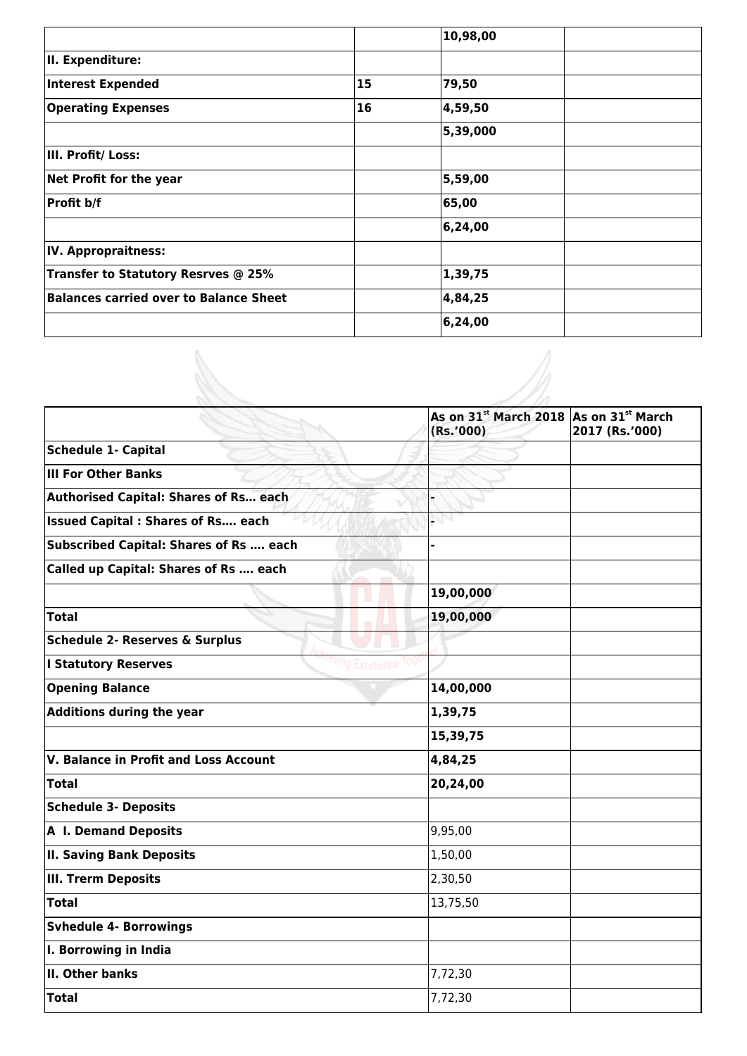| | | 10,98,00 | |
|---|---|---|---|
| **II. Expenditure:** | | | |
| **Interest Expended** | **15** | **79,50** | |
| **Operating Expenses** | **16** | **4,59,50** | |
| | | **5,39,000** | |
| **III. Profit/ Loss:** | | | |
| **Net Profit for the year** | | **5,59,00** | |
| **Profit b/f** | | **65,00** | |
| | | **6,24,00** | |
| **IV. Appropraitness:** | | | |
| **Transfer to Statutory Resrves @ 25%** | | **1,39,75** | |
| **Balances carried over to Balance Sheet** | | **4,84,25** | |
| | | **6,24,00** | |

| | As on 31st March 2018 (Rs.'000) | As on 31st March 2017 (Rs.'000) |
|---|---|---|
| **Schedule 1- Capital** | | |
| **III For Other Banks** | | |
| **Authorised Capital: Shares of Rs… each** | - | |
| **Issued Capital : Shares of Rs…. each** | - | |
| **Subscribed Capital: Shares of Rs …. each** | - | |
| **Called up Capital: Shares of Rs …. each** | | |
| | **19,00,000** | |
| **Total** | **19,00,000** | |
| **Schedule 2- Reserves & Surplus** | | |
| **I Statutory Reserves** | | |
| **Opening Balance** | **14,00,000** | |
| **Additions during the year** | **1,39,75** | |
| | **15,39,75** | |
| **V. Balance in Profit and Loss Account** | **4,84,25** | |
| **Total** | **20,24,00** | |
| **Schedule 3- Deposits** | | |
| **A I. Demand Deposits** | 9,95,00 | |
| **II. Saving Bank Deposits** | 1,50,00 | |
| **III. Trerm Deposits** | 2,30,50 | |
| **Total** | 13,75,50 | |
| **Svhedule 4- Borrowings** | | |
| **I. Borrowing in India** | | |
| **II. Other banks** | 7,72,30 | |
| **Total** | 7,72,30 | |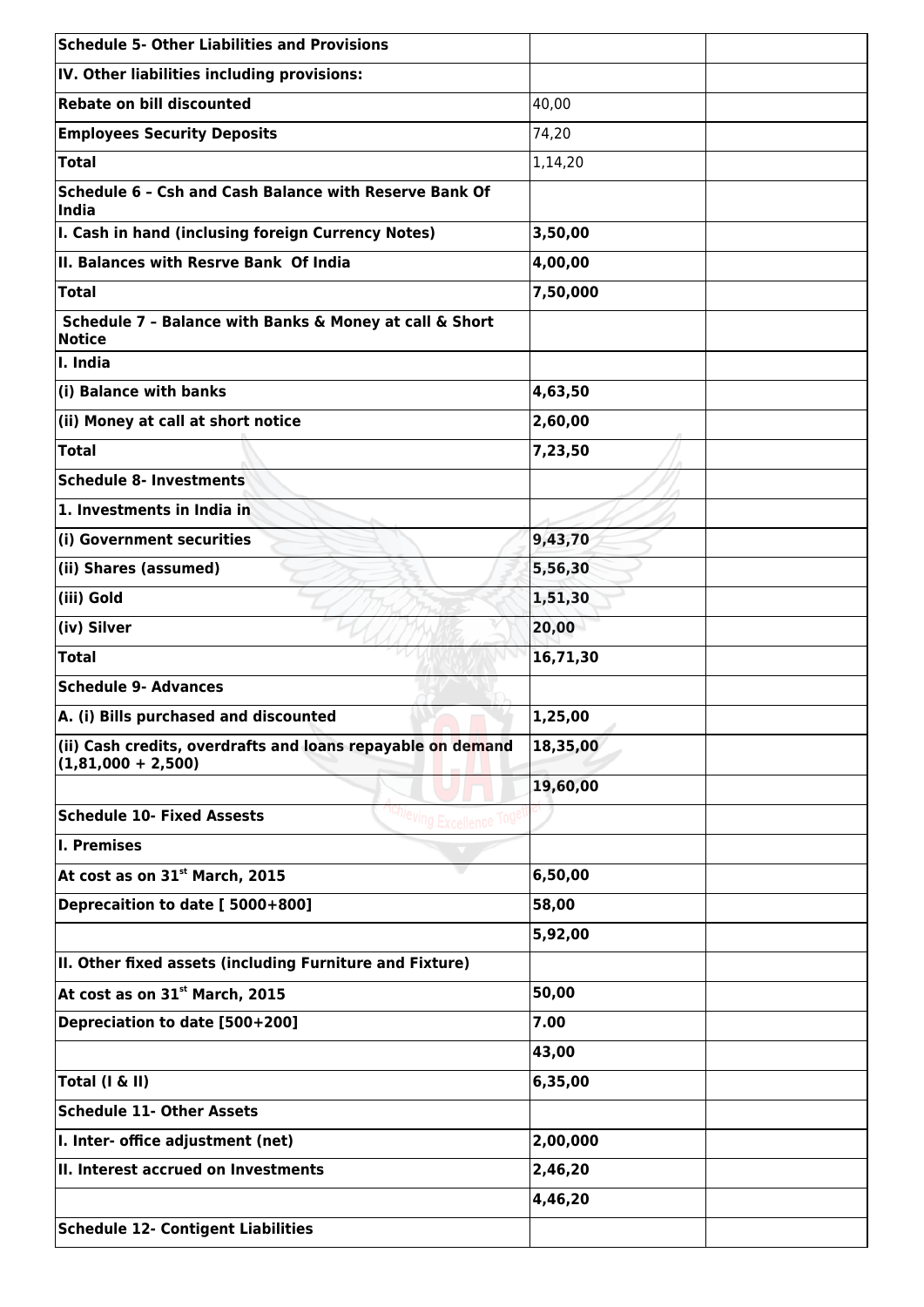| **Schedule 5- Other Liabilities and Provisions** | | |
|---|---|---|
| **IV. Other liabilities including provisions:** | | |
| **Rebate on bill discounted** | 40,00 | |
| **Employees Security Deposits** | 74,20 | |
| **Total** | 1,14,20 | |
| **Schedule 6 – Csh and Cash Balance with Reserve Bank Of India** | | |
| **I. Cash in hand (inclusing foreign Currency Notes)** | **3,50,00** | |
| **II. Balances with Resrve Bank Of India** | **4,00,00** | |
| **Total** | **7,50,000** | |
| **Schedule 7 – Balance with Banks & Money at call & Short Notice** | | |
| **I. India** | | |
| **(i) Balance with banks** | **4,63,50** | |
| **(ii) Money at call at short notice** | **2,60,00** | |
| **Total** | **7,23,50** | |
| **Schedule 8- Investments** | | |
| **1. Investments in India in** | | |
| **(i) Government securities** | **9,43,70** | |
| **(ii) Shares (assumed)** | **5,56,30** | |
| **(iii) Gold** | **1,51,30** | |
| **(iv) Silver** | **20,00** | |
| **Total** | **16,71,30** | |
| **Schedule 9- Advances** | | |
| **A. (i) Bills purchased and discounted** | **1,25,00** | |
| **(ii) Cash credits, overdrafts and loans repayable on demand (1,81,000 + 2,500)** | **18,35,00** | |
| | **19,60,00** | |
| **Schedule 10- Fixed Assests** | | |
| **I. Premises** | | |
| **At cost as on 31st March, 2015** | **6,50,00** | |
| **Deprecaition to date [ 5000+800]** | **58,00** | |
| | **5,92,00** | |
| **II. Other fixed assets (including Furniture and Fixture)** | | |
| **At cost as on 31st March, 2015** | **50,00** | |
| **Depreciation to date [500+200]** | **7.00** | |
| | **43,00** | |
| **Total (I & II)** | **6,35,00** | |
| **Schedule 11- Other Assets** | | |
| **I. Inter- office adjustment (net)** | **2,00,000** | |
| **II. Interest accrued on Investments** | **2,46,20** | |
| | **4,46,20** | |
| **Schedule 12- Contigent Liabilities** | | |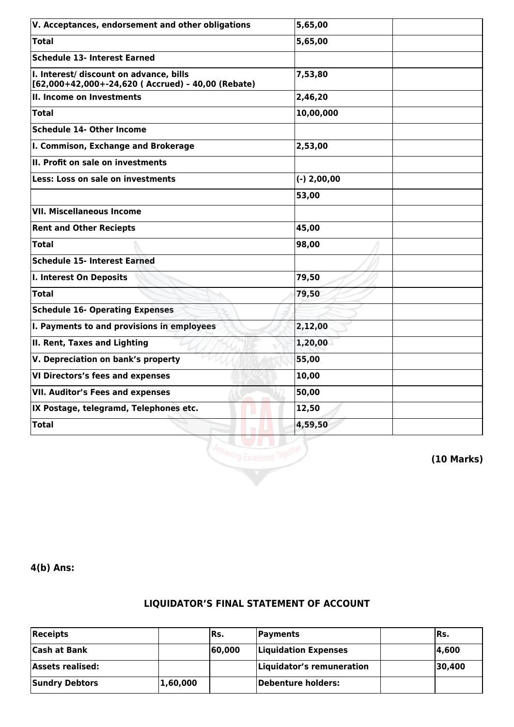| V. Acceptances, endorsement and other obligations | 5,65,00 | |
|---|---|---|
| Total | 5,65,00 | |
| Schedule 13- Interest Earned | | |
| I. Interest/ discount on advance, bills [62,000+42,000+-24,620 ( Accrued) – 40,00 (Rebate) | 7,53,80 | |
| II. Income on Investments | 2,46,20 | |
| Total | 10,00,000 | |
| Schedule 14- Other Income | | |
| I. Commison, Exchange and Brokerage | 2,53,00 | |
| II. Profit on sale on investments | | |
| Less: Loss on sale on investments | (-) 2,00,00 | |
| | 53,00 | |
| VII. Miscellaneous Income | | |
| Rent and Other Reciepts | 45,00 | |
| Total | 98,00 | |
| Schedule 15- Interest Earned | | |
| I. Interest On Deposits | 79,50 | |
| Total | 79,50 | |
| Schedule 16- Operating Expenses | | |
| I. Payments to and provisions in employees | 2,12,00 | |
| II. Rent, Taxes and Lighting | 1,20,00 | |
| V. Depreciation on bank's property | 55,00 | |
| VI Directors's fees and expenses | 10,00 | |
| VII. Auditor's Fees and expenses | 50,00 | |
| IX Postage, telegramd, Telephones etc. | 12,50 | |
| Total | 4,59,50 | |

**(10 Marks)**

**4(b) Ans:**

### LIQUIDATOR'S FINAL STATEMENT OF ACCOUNT

| Receipts | | Rs. | Payments | | Rs. |
|---|---|---|---|---|---|
| Cash at Bank | | 60,000 | Liquidation Expenses | | 4,600 |
| Assets realised: | | | Liquidator's remuneration | | 30,400 |
| Sundry Debtors | 1,60,000 | | Debenture holders: | | |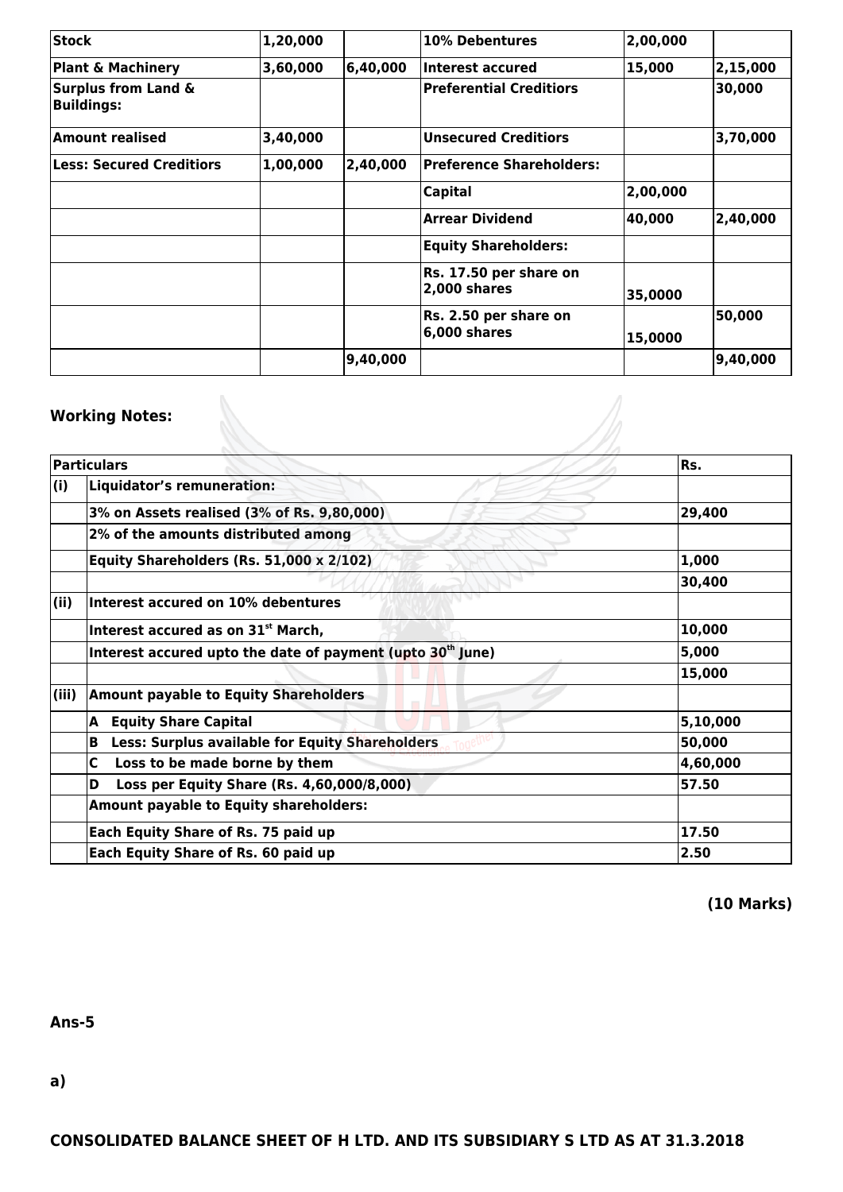| Stock | 1,20,000 | | 10% Debentures | 2,00,000 | |
|---|---|---|---|---|---|
| Plant & Machinery | 3,60,000 | 6,40,000 | Interest accured | 15,000 | 2,15,000 |
| Surplus from Land & Buildings: | | | Preferential Creditiors | | 30,000 |
| Amount realised | 3,40,000 | | Unsecured Creditiors | | 3,70,000 |
| Less: Secured Creditiors | 1,00,000 | 2,40,000 | Preference Shareholders: | | |
| | | | Capital | 2,00,000 | |
| | | | Arrear Dividend | 40,000 | 2,40,000 |
| | | | Equity Shareholders: | | |
| | | | Rs. 17.50 per share on 2,000 shares | 35,0000 | |
| | | | Rs. 2.50 per share on 6,000 shares | 15,0000 | 50,000 |
| | | 9,40,000 | | | 9,40,000 |

**Working Notes:**

| Particulars | | Rs. |
|---|---|---|
| (i) | Liquidator's remuneration: | |
| | 3% on Assets realised (3% of Rs. 9,80,000) | 29,400 |
| | 2% of the amounts distributed among | |
| | Equity Shareholders (Rs. 51,000 x 2/102) | 1,000 |
| | | 30,400 |
| (ii) | Interest accured on 10% debentures | |
| | Interest accured as on 31st March, | 10,000 |
| | Interest accured upto the date of payment (upto 30th June) | 5,000 |
| | | 15,000 |
| (iii) | Amount payable to Equity Shareholders | |
| | A Equity Share Capital | 5,10,000 |
| | B Less: Surplus available for Equity Shareholders | 50,000 |
| | C Loss to be made borne by them | 4,60,000 |
| | D Loss per Equity Share (Rs. 4,60,000/8,000) | 57.50 |
| | Amount payable to Equity shareholders: | |
| | Each Equity Share of Rs. 75 paid up | 17.50 |
| | Each Equity Share of Rs. 60 paid up | 2.50 |

**(10 Marks)**

**Ans-5**

**a)**

**CONSOLIDATED BALANCE SHEET OF H LTD. AND ITS SUBSIDIARY S LTD AS AT 31.3.2018**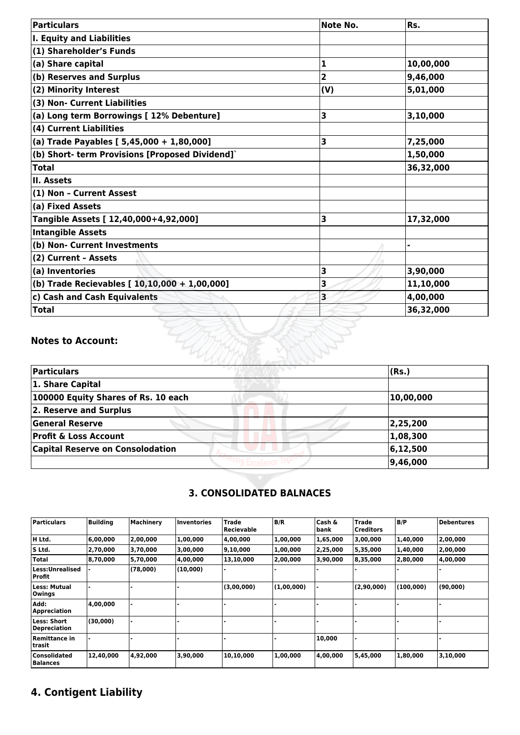| Particulars | Note No. | Rs. |
|---|---|---|
| **I. Equity and Liabilities** | | |
| **(1) Shareholder's Funds** | | |
| **(a) Share capital** | 1 | 10,00,000 |
| **(b) Reserves and Surplus** | 2 | 9,46,000 |
| **(2) Minority Interest** | (V) | 5,01,000 |
| **(3) Non- Current Liabilities** | | |
| **(a) Long term Borrowings [ 12% Debenture]** | 3 | 3,10,000 |
| **(4) Current Liabilities** | | |
| **(a) Trade Payables [ 5,45,000 + 1,80,000]** | 3 | 7,25,000 |
| **(b) Short- term Provisions [Proposed Dividend]`** | | 1,50,000 |
| **Total** | | 36,32,000 |
| **II. Assets** | | |
| **(1) Non – Current Assest** | | |
| **(a) Fixed Assets** | | |
| **Tangible Assets [ 12,40,000+4,92,000]** | 3 | 17,32,000 |
| **Intangible Assets** | | |
| **(b) Non- Current Investments** | | - |
| **(2) Current – Assets** | | |
| **(a) Inventories** | 3 | 3,90,000 |
| **(b) Trade Recievables [ 10,10,000 + 1,00,000]** | 3 | 11,10,000 |
| **c) Cash and Cash Equivalents** | 3 | 4,00,000 |
| **Total** | | 36,32,000 |

### Notes to Account:

| Particulars | (Rs.) |
|---|---|
| **1. Share Capital** | |
| **100000 Equity Shares of Rs. 10 each** | 10,00,000 |
| **2. Reserve and Surplus** | |
| **General Reserve** | 2,25,200 |
| **Profit & Loss Account** | 1,08,300 |
| **Capital Reserve on Consolodation** | 6,12,500 |
| | 9,46,000 |

### 3. CONSOLIDATED BALNACES

| Particulars | Building | Machinery | Inventories | Trade Recievable | B/R | Cash & bank | Trade Creditors | B/P | Debentures |
|---|---|---|---|---|---|---|---|---|---|
| H Ltd. | 6,00,000 | 2,00,000 | 1,00,000 | 4,00,000 | 1,00,000 | 1,65,000 | 3,00,000 | 1,40,000 | 2,00,000 |
| S Ltd. | 2,70,000 | 3,70,000 | 3,00,000 | 9,10,000 | 1,00,000 | 2,25,000 | 5,35,000 | 1,40,000 | 2,00,000 |
| Total | 8,70,000 | 5,70,000 | 4,00,000 | 13,10,000 | 2,00,000 | 3,90,000 | 8,35,000 | 2,80,000 | 4,00,000 |
| Less:Unrealised Profit | - | (78,000) | (10,000) | - | - | - | - | - | - |
| Less: Mutual Owings | - | - | - | (3,00,000) | (1,00,000) | - | (2,90,000) | (100,000) | (90,000) |
| Add: Appreciation | 4,00,000 | - | - | - | - | - | - | - | - |
| Less: Short Depreciation | (30,000) | - | - | - | - | - | - | - | - |
| Remittance in trasit | - | - | - | - | - | 10,000 | - | - | - |
| Consolidated Balances | 12,40,000 | 4,92,000 | 3,90,000 | 10,10,000 | 1,00,000 | 4,00,000 | 5,45,000 | 1,80,000 | 3,10,000 |

## 4. Contigent Liability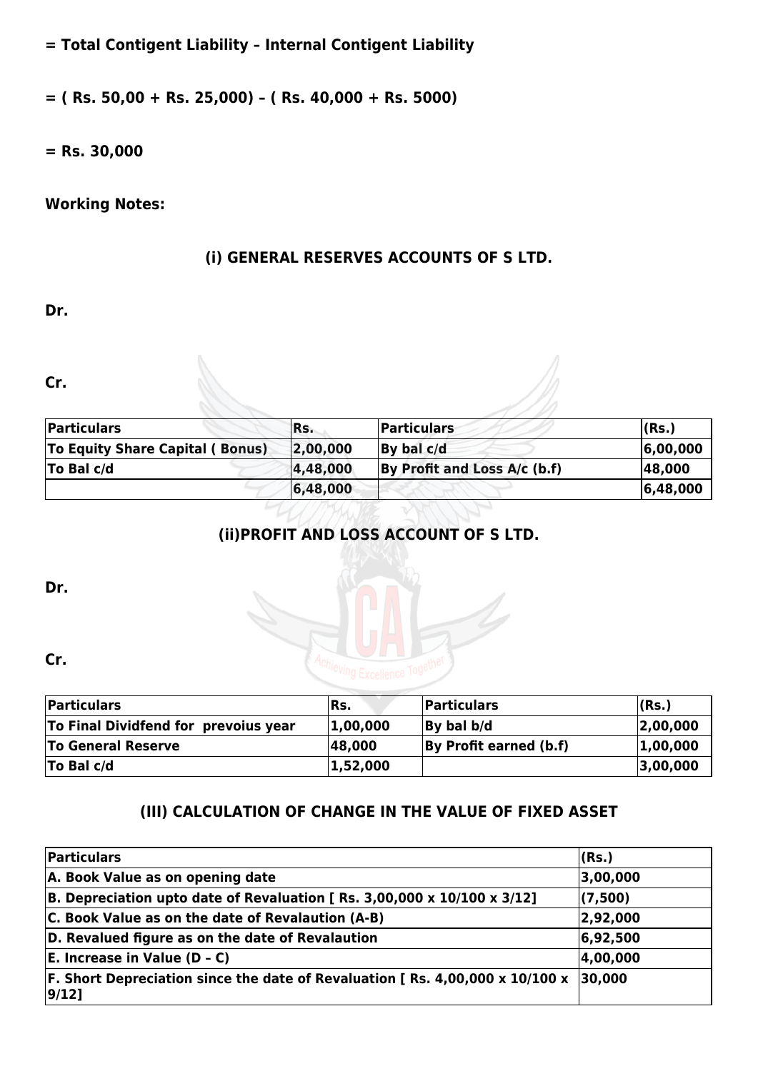**= Total Contigent Liability – Internal Contigent Liability**

**= ( Rs. 50,00 + Rs. 25,000) – ( Rs. 40,000 + Rs. 5000)**

**= Rs. 30,000**

**Working Notes:**

### (i) GENERAL RESERVES ACCOUNTS OF S LTD.

**Dr.**

**Cr.**

| Particulars | Rs. | Particulars | (Rs.) |
|---|---|---|---|
| To Equity Share Capital ( Bonus) | 2,00,000 | By bal c/d | 6,00,000 |
| To Bal c/d | 4,48,000 | By Profit and Loss A/c (b.f) | 48,000 |
| | 6,48,000 | | 6,48,000 |

### (ii)PROFIT AND LOSS ACCOUNT OF S LTD.

**Dr.**

**Cr.**

| Particulars | Rs. | Particulars | (Rs.) |
|---|---|---|---|
| To Final Dividfend for prevoius year | 1,00,000 | By bal b/d | 2,00,000 |
| To General Reserve | 48,000 | By Profit earned (b.f) | 1,00,000 |
| To Bal c/d | 1,52,000 | | 3,00,000 |

### (III) CALCULATION OF CHANGE IN THE VALUE OF FIXED ASSET

| Particulars | (Rs.) |
|---|---|
| A. Book Value as on opening date | 3,00,000 |
| B. Depreciation upto date of Revaluation [ Rs. 3,00,000 x 10/100 x 3/12] | (7,500) |
| C. Book Value as on the date of Revalaution (A-B) | 2,92,000 |
| D. Revalued figure as on the date of Revalaution | 6,92,500 |
| E. Increase in Value (D – C) | 4,00,000 |
| F. Short Depreciation since the date of Revaluation [ Rs. 4,00,000 x 10/100 x 9/12] | 30,000 |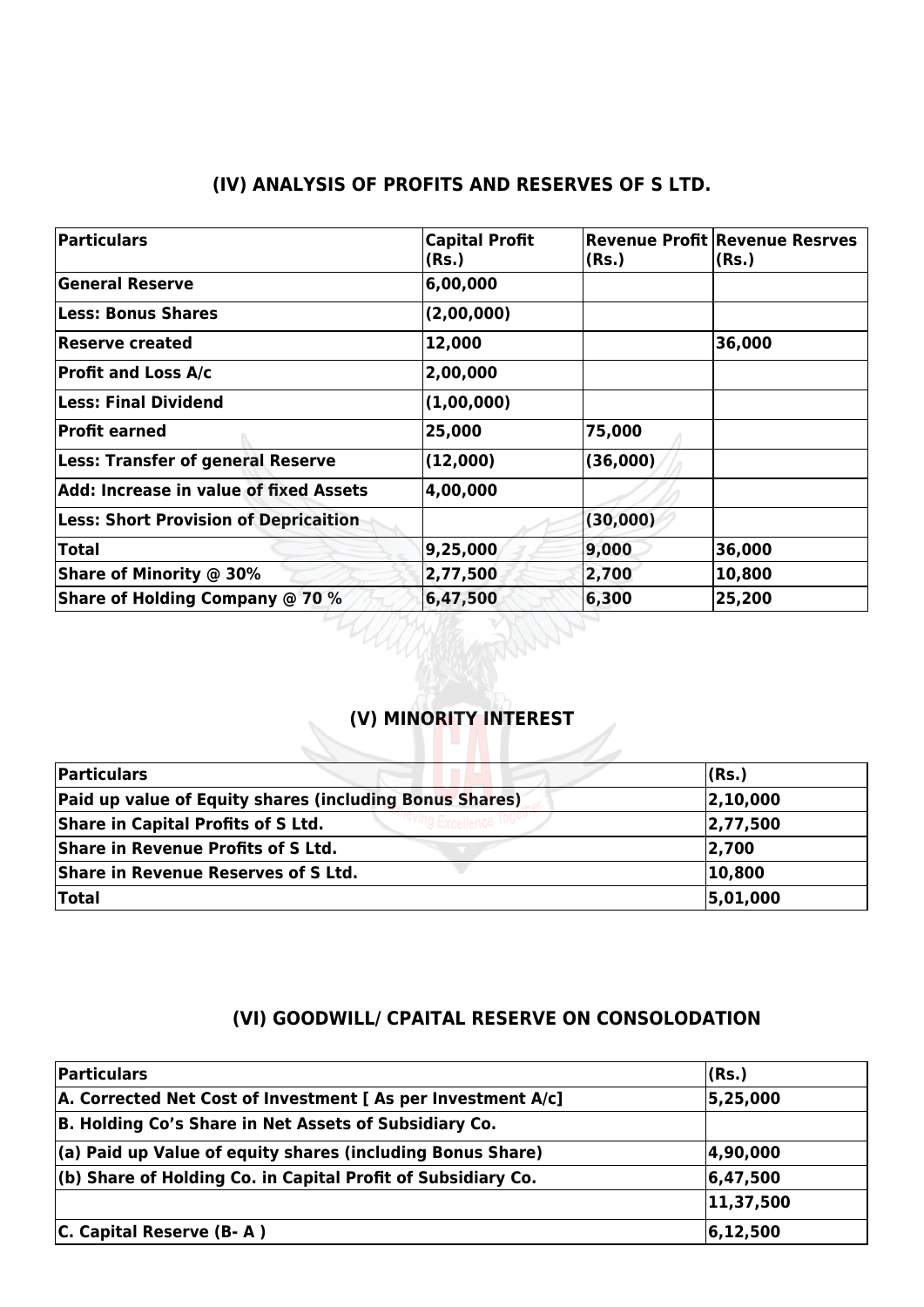## (IV) ANALYSIS OF PROFITS AND RESERVES OF S LTD.

| Particulars | Capital Profit (Rs.) | Revenue Profit (Rs.) | Revenue Resrves (Rs.) |
|---|---|---|---|
| **General Reserve** | **6,00,000** | | |
| **Less: Bonus Shares** | **(2,00,000)** | | |
| **Reserve created** | **12,000** | | **36,000** |
| **Profit and Loss A/c** | **2,00,000** | | |
| **Less: Final Dividend** | **(1,00,000)** | | |
| **Profit earned** | **25,000** | **75,000** | |
| **Less: Transfer of general Reserve** | **(12,000)** | **(36,000)** | |
| **Add: Increase in value of fixed Assets** | **4,00,000** | | |
| **Less: Short Provision of Depricaition** | | **(30,000)** | |
| **Total** | **9,25,000** | **9,000** | **36,000** |
| **Share of Minority @ 30%** | **2,77,500** | **2,700** | **10,800** |
| **Share of Holding Company @ 70 %** | **6,47,500** | **6,300** | **25,200** |

## (V) MINORITY INTEREST

| Particulars | (Rs.) |
|---|---|
| **Paid up value of Equity shares (including Bonus Shares)** | **2,10,000** |
| **Share in Capital Profits of S Ltd.** | **2,77,500** |
| **Share in Revenue Profits of S Ltd.** | **2,700** |
| **Share in Revenue Reserves of S Ltd.** | **10,800** |
| **Total** | **5,01,000** |

## (VI) GOODWILL/ CPAITAL RESERVE ON CONSOLODATION

| Particulars | (Rs.) |
|---|---|
| **A. Corrected Net Cost of Investment [ As per Investment A/c]** | **5,25,000** |
| **B. Holding Co's Share in Net Assets of Subsidiary Co.** | |
| **(a) Paid up Value of equity shares (including Bonus Share)** | **4,90,000** |
| **(b) Share of Holding Co. in Capital Profit of Subsidiary Co.** | **6,47,500** |
| | **11,37,500** |
| **C. Capital Reserve (B- A )** | **6,12,500** |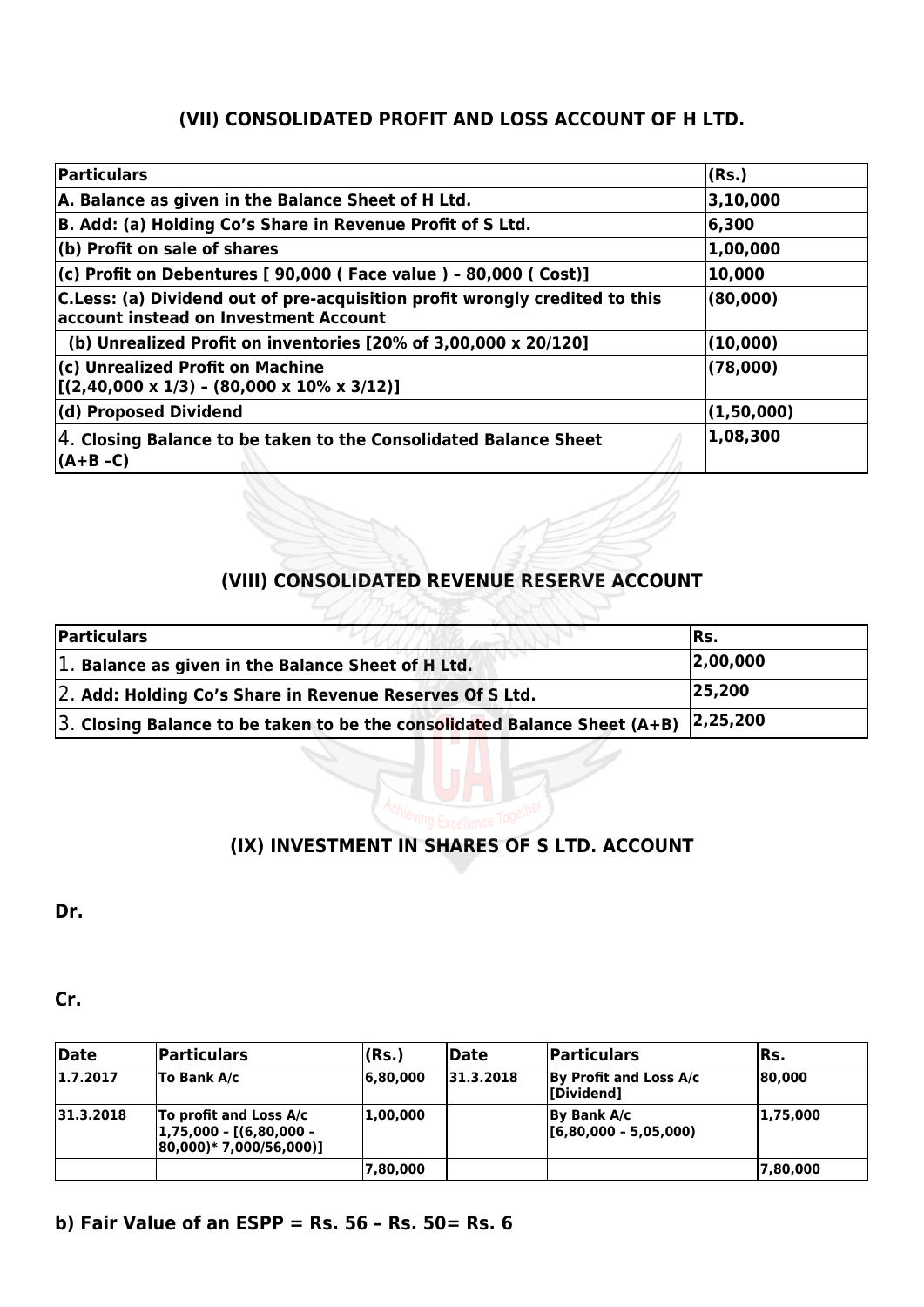## (VII) CONSOLIDATED PROFIT AND LOSS ACCOUNT OF H LTD.

| Particulars | (Rs.) |
|---|---|
| **A. Balance as given in the Balance Sheet of H Ltd.** | **3,10,000** |
| **B. Add: (a) Holding Co's Share in Revenue Profit of S Ltd.** | **6,300** |
| **(b) Profit on sale of shares** | **1,00,000** |
| **(c) Profit on Debentures [ 90,000 ( Face value ) – 80,000 ( Cost)]** | **10,000** |
| **C.Less: (a) Dividend out of pre-acquisition profit wrongly credited to this account instead on Investment Account** | **(80,000)** |
| **(b) Unrealized Profit on inventories [20% of 3,00,000 x 20/120]** | **(10,000)** |
| **(c) Unrealized Profit on Machine [(2,40,000 x 1/3) – (80,000 x 10% x 3/12)]** | **(78,000)** |
| **(d) Proposed Dividend** | **(1,50,000)** |
| 4. **Closing Balance to be taken to the Consolidated Balance Sheet (A+B –C)** | **1,08,300** |

## (VIII) CONSOLIDATED REVENUE RESERVE ACCOUNT

| Particulars | Rs. |
|---|---|
| 1. **Balance as given in the Balance Sheet of H Ltd.** | **2,00,000** |
| 2. **Add: Holding Co's Share in Revenue Reserves Of S Ltd.** | **25,200** |
| 3. **Closing Balance to be taken to be the consolidated Balance Sheet (A+B)** | **2,25,200** |

## (IX) INVESTMENT IN SHARES OF S LTD. ACCOUNT

**Dr.**

**Cr.**

| Date | Particulars | (Rs.) | Date | Particulars | Rs. |
|---|---|---|---|---|---|
| 1.7.2017 | To Bank A/c | 6,80,000 | 31.3.2018 | By Profit and Loss A/c [Dividend] | 80,000 |
| 31.3.2018 | To profit and Loss A/c 1,75,000 – [(6,80,000 – 80,000)* 7,000/56,000)] | 1,00,000 | | By Bank A/c [6,80,000 – 5,05,000) | 1,75,000 |
| | | 7,80,000 | | | 7,80,000 |

**b) Fair Value of an ESPP = Rs. 56 – Rs. 50= Rs. 6**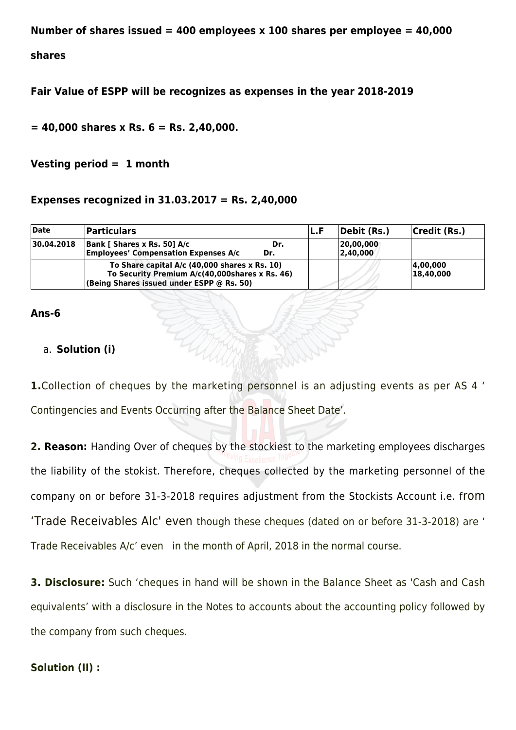**Number of shares issued = 400 employees x 100 shares per employee = 40,000 shares**

**Fair Value of ESPP will be recognizes as expenses in the year 2018-2019**

**= 40,000 shares x Rs. 6 = Rs. 2,40,000.**

**Vesting period = 1 month**

**Expenses recognized in 31.03.2017 = Rs. 2,40,000**

| Date | Particulars | L.F | Debit (Rs.) | Credit (Rs.) |
|---|---|---|---|---|
| 30.04.2018 | Bank [ Shares x Rs. 50] A/c Dr.<br>Employees' Compensation Expenses A/c Dr. | | 20,00,000<br>2,40,000 | |
| | To Share capital A/c (40,000 shares x Rs. 10)<br>To Security Premium A/c(40,000shares x Rs. 46)<br>(Being Shares issued under ESPP @ Rs. 50) | | | 4,00,000<br>18,40,000 |

**Ans-6**

a. **Solution (i)**

**1.**Collection of cheques by the marketing personnel is an adjusting events as per AS 4 ' Contingencies and Events Occurring after the Balance Sheet Date'.

**2. Reason:** Handing Over of cheques by the stockiest to the marketing employees discharges the liability of the stokist. Therefore, cheques collected by the marketing personnel of the company on or before 31-3-2018 requires adjustment from the Stockists Account i.e. from 'Trade Receivables Alc' even though these cheques (dated on or before 31-3-2018) are ' Trade Receivables A/c' even in the month of April, 2018 in the normal course.

**3. Disclosure:** Such 'cheques in hand will be shown in the Balance Sheet as 'Cash and Cash equivalents' with a disclosure in the Notes to accounts about the accounting policy followed by the company from such cheques.

**Solution (II) :**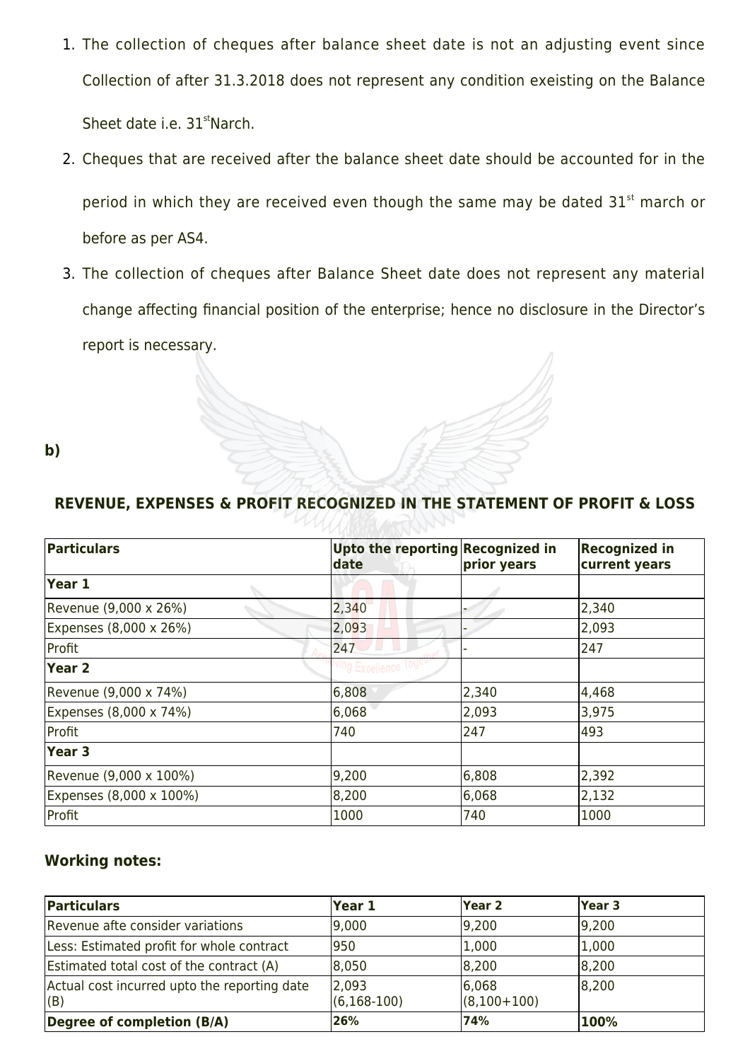1. The collection of cheques after balance sheet date is not an adjusting event since Collection of after 31.3.2018 does not represent any condition exeisting on the Balance Sheet date i.e. 31[st] Narch.
2. Cheques that are received after the balance sheet date should be accounted for in the period in which they are received even though the same may be dated 31[st] march or before as per AS4.
3. The collection of cheques after Balance Sheet date does not represent any material change affecting financial position of the enterprise; hence no disclosure in the Director's report is necessary.

**b)**

**REVENUE, EXPENSES & PROFIT RECOGNIZED IN THE STATEMENT OF PROFIT & LOSS**

| Particulars | Upto the reporting date | Recognized in prior years | Recognized in current years |
|---|---|---|---|
| **Year 1** | | | |
| Revenue (9,000 x 26%) | 2,340 | - | 2,340 |
| Expenses (8,000 x 26%) | 2,093 | - | 2,093 |
| Profit | 247 | - | 247 |
| **Year 2** | | | |
| Revenue (9,000 x 74%) | 6,808 | 2,340 | 4,468 |
| Expenses (8,000 x 74%) | 6,068 | 2,093 | 3,975 |
| Profit | 740 | 247 | 493 |
| **Year 3** | | | |
| Revenue (9,000 x 100%) | 9,200 | 6,808 | 2,392 |
| Expenses (8,000 x 100%) | 8,200 | 6,068 | 2,132 |
| Profit | 1000 | 740 | 1000 |

**Working notes:**

| Particulars | Year 1 | Year 2 | Year 3 |
|---|---|---|---|
| Revenue afte consider variations | 9,000 | 9,200 | 9,200 |
| Less: Estimated profit for whole contract | 950 | 1,000 | 1,000 |
| Estimated total cost of the contract (A) | 8,050 | 8,200 | 8,200 |
| Actual cost incurred upto the reporting date (B) | 2,093 (6,168-100) | 6,068 (8,100+100) | 8,200 |
| **Degree of completion (B/A)** | **26%** | **74%** | **100%** |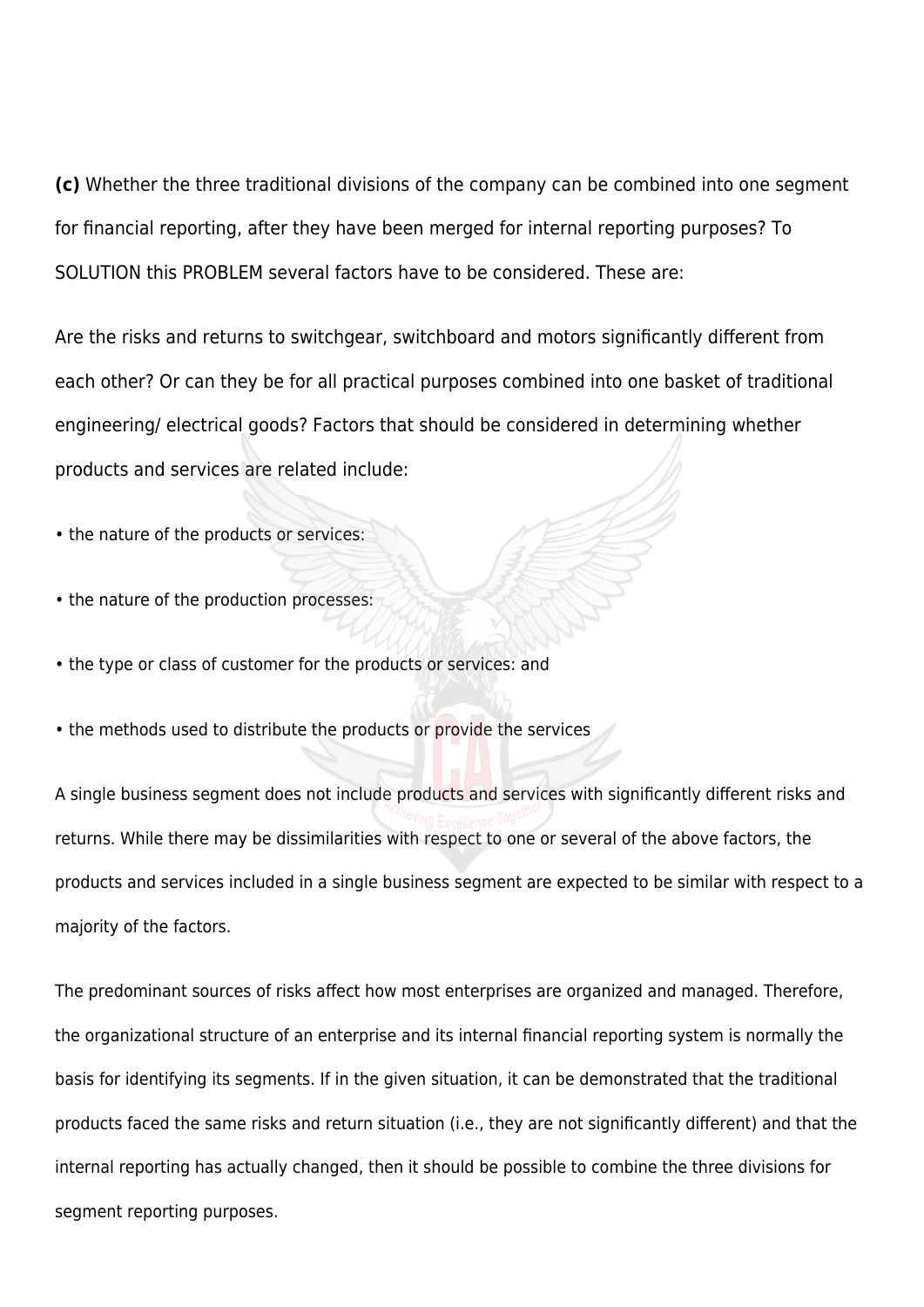**(c)** Whether the three traditional divisions of the company can be combined into one segment for financial reporting, after they have been merged for internal reporting purposes? To SOLUTION this PROBLEM several factors have to be considered. These are:

Are the risks and returns to switchgear, switchboard and motors significantly different from each other? Or can they be for all practical purposes combined into one basket of traditional engineering/ electrical goods? Factors that should be considered in determining whether products and services are related include:

- the nature of the products or services:
- the nature of the production processes:
- the type or class of customer for the products or services: and
- the methods used to distribute the products or provide the services

A single business segment does not include products and services with significantly different risks and returns. While there may be dissimilarities with respect to one or several of the above factors, the products and services included in a single business segment are expected to be similar with respect to a majority of the factors.

The predominant sources of risks affect how most enterprises are organized and managed. Therefore, the organizational structure of an enterprise and its internal financial reporting system is normally the basis for identifying its segments. If in the given situation, it can be demonstrated that the traditional products faced the same risks and return situation (i.e., they are not significantly different) and that the internal reporting has actually changed, then it should be possible to combine the three divisions for segment reporting purposes.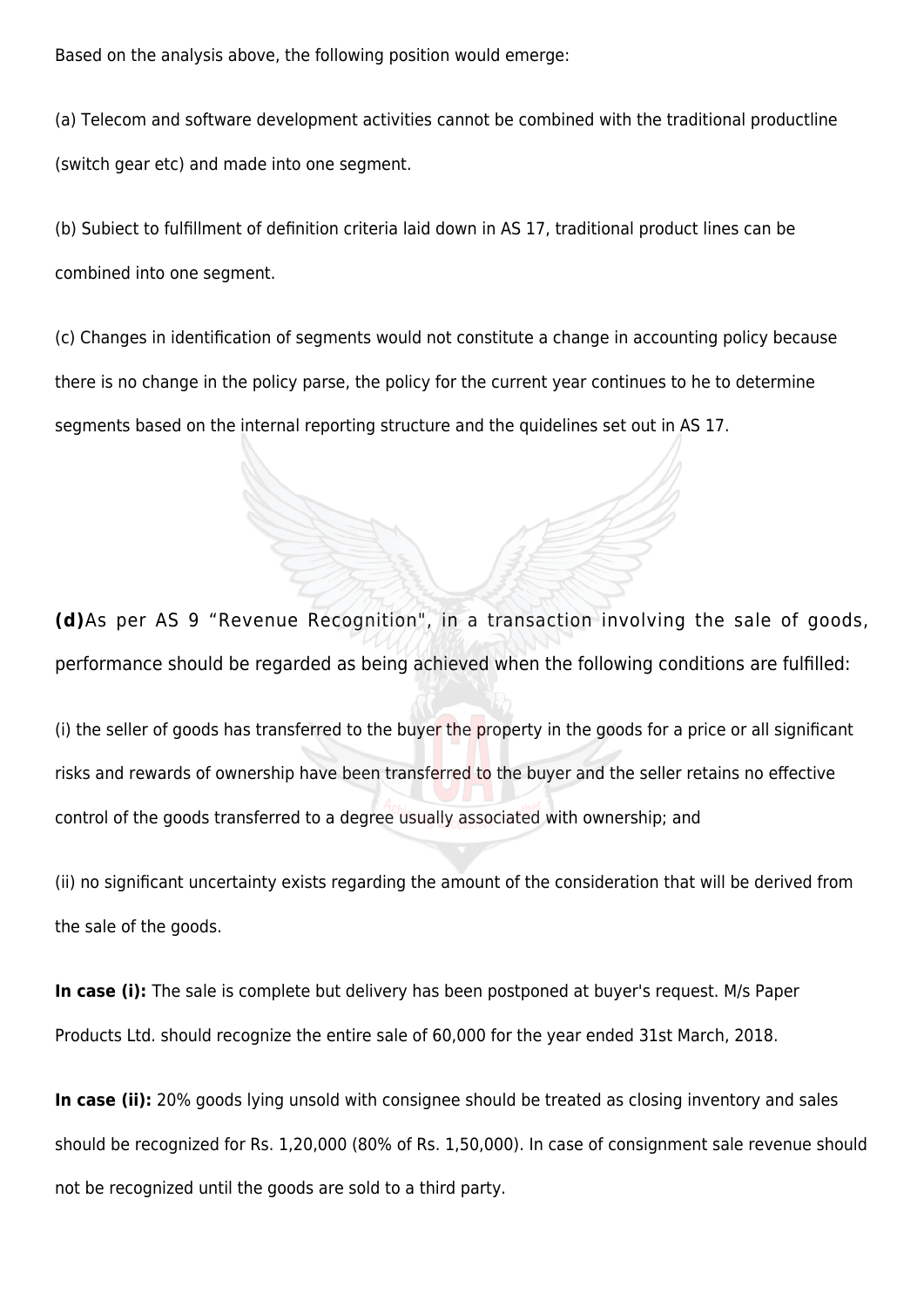Based on the analysis above, the following position would emerge:

(a) Telecom and software development activities cannot be combined with the traditional productline (switch gear etc) and made into one segment.

(b) Subiect to fulfillment of definition criteria laid down in AS 17, traditional product lines can be combined into one segment.

(c) Changes in identification of segments would not constitute a change in accounting policy because there is no change in the policy parse, the policy for the current year continues to he to determine segments based on the internal reporting structure and the quidelines set out in AS 17.

**(d)** As per AS 9 “Revenue Recognition", in a transaction involving the sale of goods, performance should be regarded as being achieved when the following conditions are fulfilled:

(i) the seller of goods has transferred to the buyer the property in the goods for a price or all significant risks and rewards of ownership have been transferred to the buyer and the seller retains no effective control of the goods transferred to a degree usually associated with ownership; and

(ii) no significant uncertainty exists regarding the amount of the consideration that will be derived from the sale of the goods.

**In case (i):** The sale is complete but delivery has been postponed at buyer's request. M/s Paper Products Ltd. should recognize the entire sale of 60,000 for the year ended 31st March, 2018.

**In case (ii):** 20% goods lying unsold with consignee should be treated as closing inventory and sales should be recognized for Rs. 1,20,000 (80% of Rs. 1,50,000). In case of consignment sale revenue should not be recognized until the goods are sold to a third party.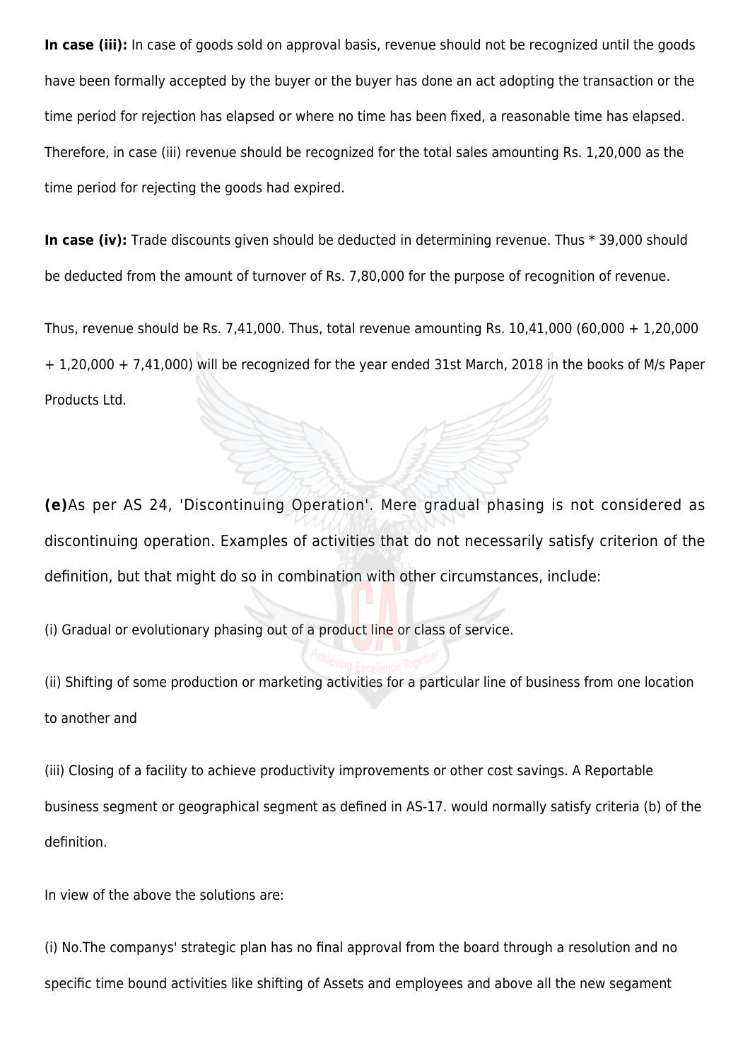**In case (iii):** In case of goods sold on approval basis, revenue should not be recognized until the goods have been formally accepted by the buyer or the buyer has done an act adopting the transaction or the time period for rejection has elapsed or where no time has been fixed, a reasonable time has elapsed. Therefore, in case (iii) revenue should be recognized for the total sales amounting Rs. 1,20,000 as the time period for rejecting the goods had expired.

**In case (iv):** Trade discounts given should be deducted in determining revenue. Thus * 39,000 should be deducted from the amount of turnover of Rs. 7,80,000 for the purpose of recognition of revenue.

Thus, revenue should be Rs. 7,41,000. Thus, total revenue amounting Rs. 10,41,000 (60,000 + 1,20,000 + 1,20,000 + 7,41,000) will be recognized for the year ended 31st March, 2018 in the books of M/s Paper Products Ltd.

**(e)**As per AS 24, 'Discontinuing Operation'. Mere gradual phasing is not considered as discontinuing operation. Examples of activities that do not necessarily satisfy criterion of the definition, but that might do so in combination with other circumstances, include:

(i) Gradual or evolutionary phasing out of a product line or class of service.

(ii) Shifting of some production or marketing activities for a particular line of business from one location to another and

(iii) Closing of a facility to achieve productivity improvements or other cost savings. A Reportable business segment or geographical segment as defined in AS-17. would normally satisfy criteria (b) of the definition.

In view of the above the solutions are:

(i) No.The companys' strategic plan has no final approval from the board through a resolution and no specific time bound activities like shifting of Assets and employees and above all the new segament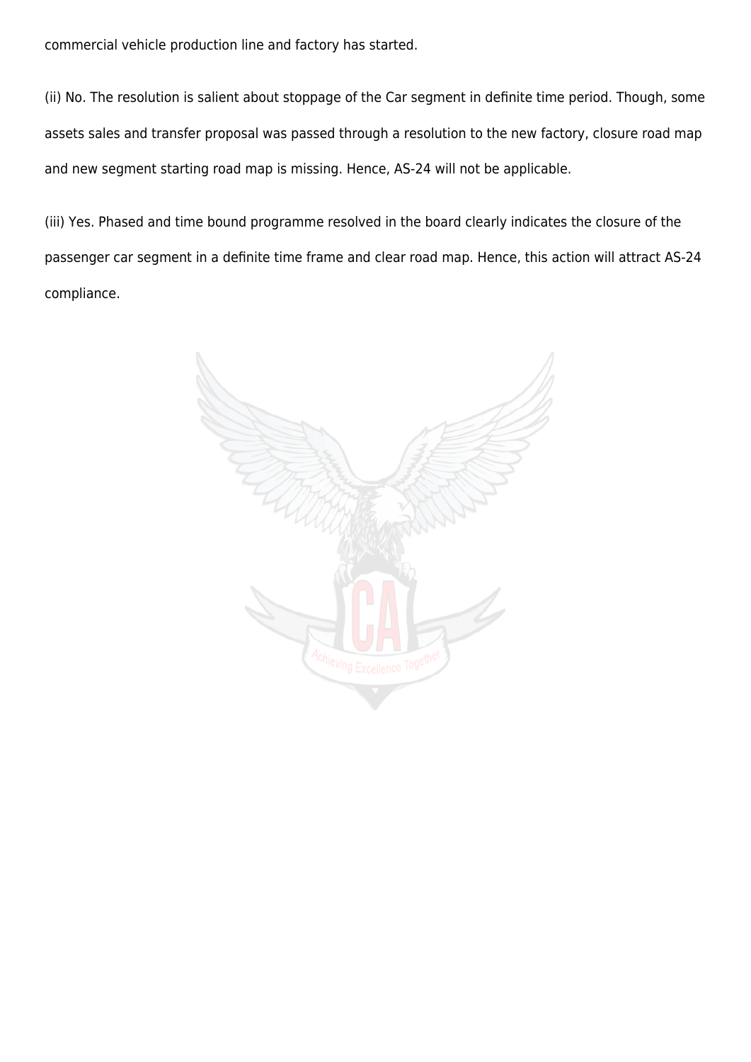commercial vehicle production line and factory has started.

(ii) No. The resolution is salient about stoppage of the Car segment in definite time period. Though, some assets sales and transfer proposal was passed through a resolution to the new factory, closure road map and new segment starting road map is missing. Hence, AS-24 will not be applicable.

(iii) Yes. Phased and time bound programme resolved in the board clearly indicates the closure of the passenger car segment in a definite time frame and clear road map. Hence, this action will attract AS-24 compliance.